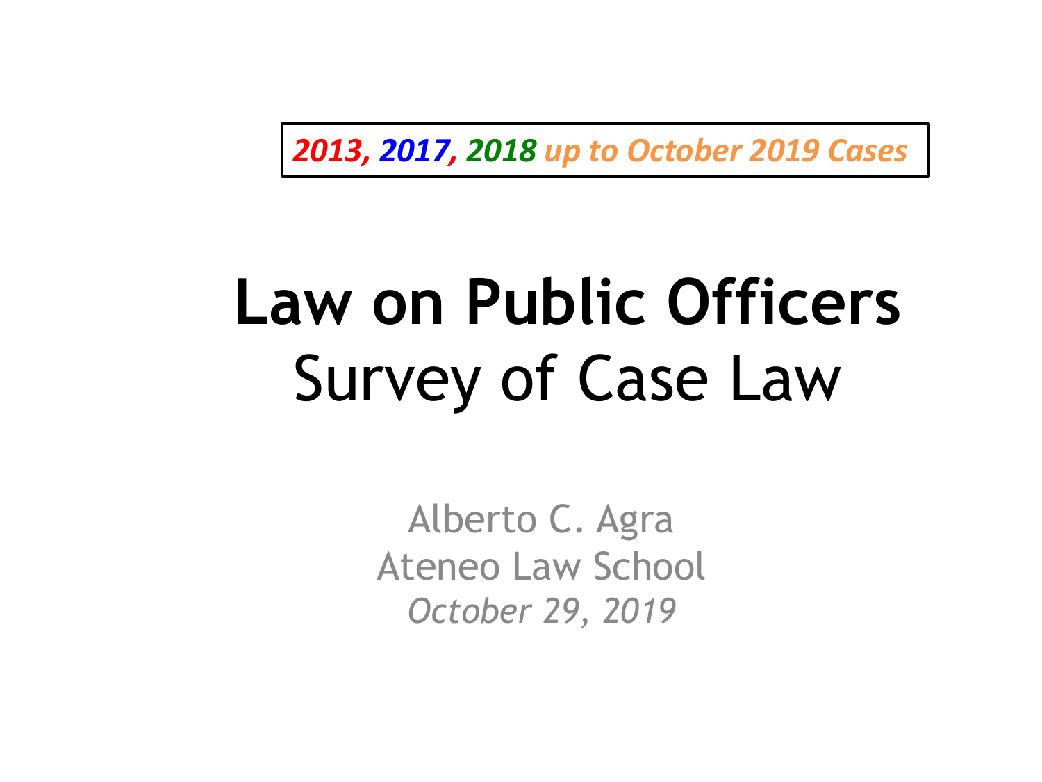***2013, 2017, 2018 up to October 2019 Cases***

# Law on Public Officers
## Survey of Case Law

Alberto C. Agra
Ateneo Law School
*October 29, 2019*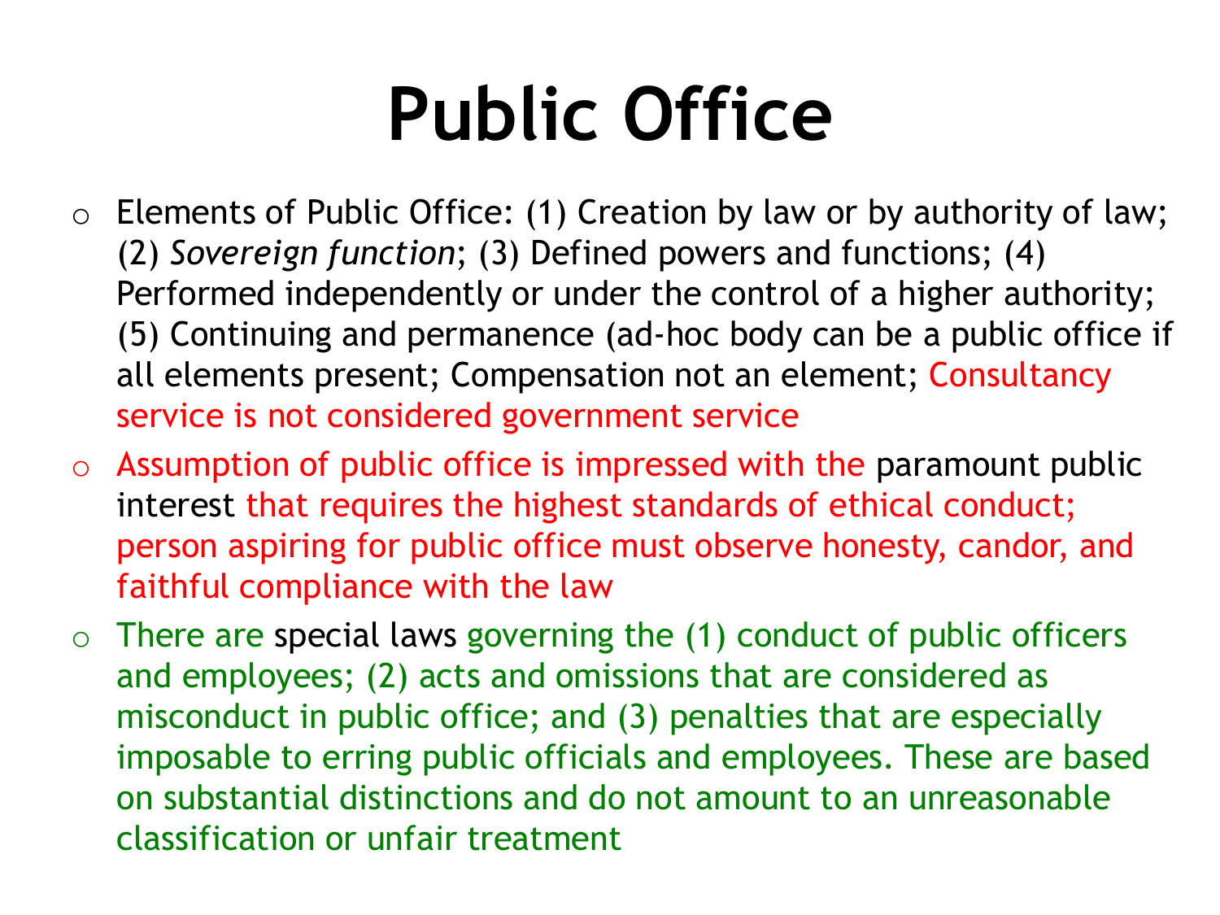# Public Office

- Elements of Public Office: (1) Creation by law or by authority of law; (2) *Sovereign function*; (3) Defined powers and functions; (4) Performed independently or under the control of a higher authority; (5) Continuing and permanence (ad-hoc body can be a public office if all elements present; Compensation not an element; Consultancy service is not considered government service
- Assumption of public office is impressed with the paramount public interest that requires the highest standards of ethical conduct; person aspiring for public office must observe honesty, candor, and faithful compliance with the law
- There are special laws governing the (1) conduct of public officers and employees; (2) acts and omissions that are considered as misconduct in public office; and (3) penalties that are especially imposable to erring public officials and employees. These are based on substantial distinctions and do not amount to an unreasonable classification or unfair treatment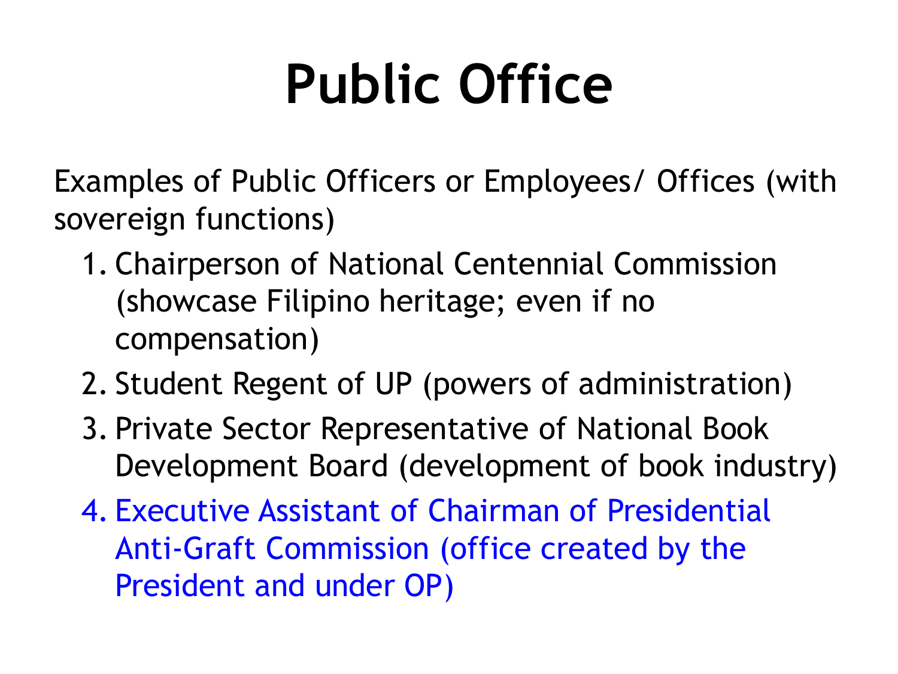# Public Office

Examples of Public Officers or Employees/ Offices (with sovereign functions)

1. Chairperson of National Centennial Commission (showcase Filipino heritage; even if no compensation)
2. Student Regent of UP (powers of administration)
3. Private Sector Representative of National Book Development Board (development of book industry)
4. Executive Assistant of Chairman of Presidential Anti-Graft Commission (office created by the President and under OP)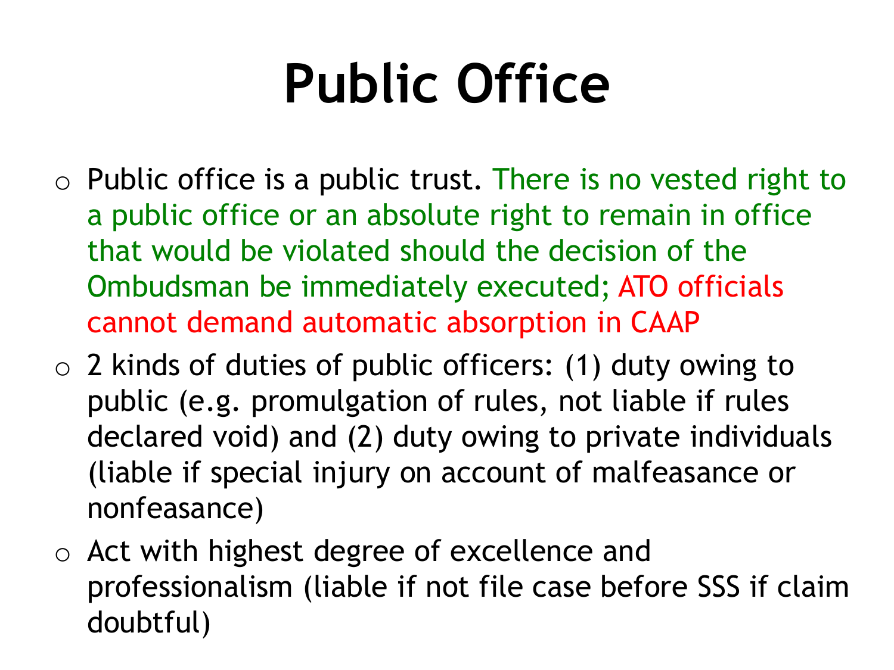# Public Office

- Public office is a public trust. There is no vested right to a public office or an absolute right to remain in office that would be violated should the decision of the Ombudsman be immediately executed; ATO officials cannot demand automatic absorption in CAAP
- 2 kinds of duties of public officers: (1) duty owing to public (e.g. promulgation of rules, not liable if rules declared void) and (2) duty owing to private individuals (liable if special injury on account of malfeasance or nonfeasance)
- Act with highest degree of excellence and professionalism (liable if not file case before SSS if claim doubtful)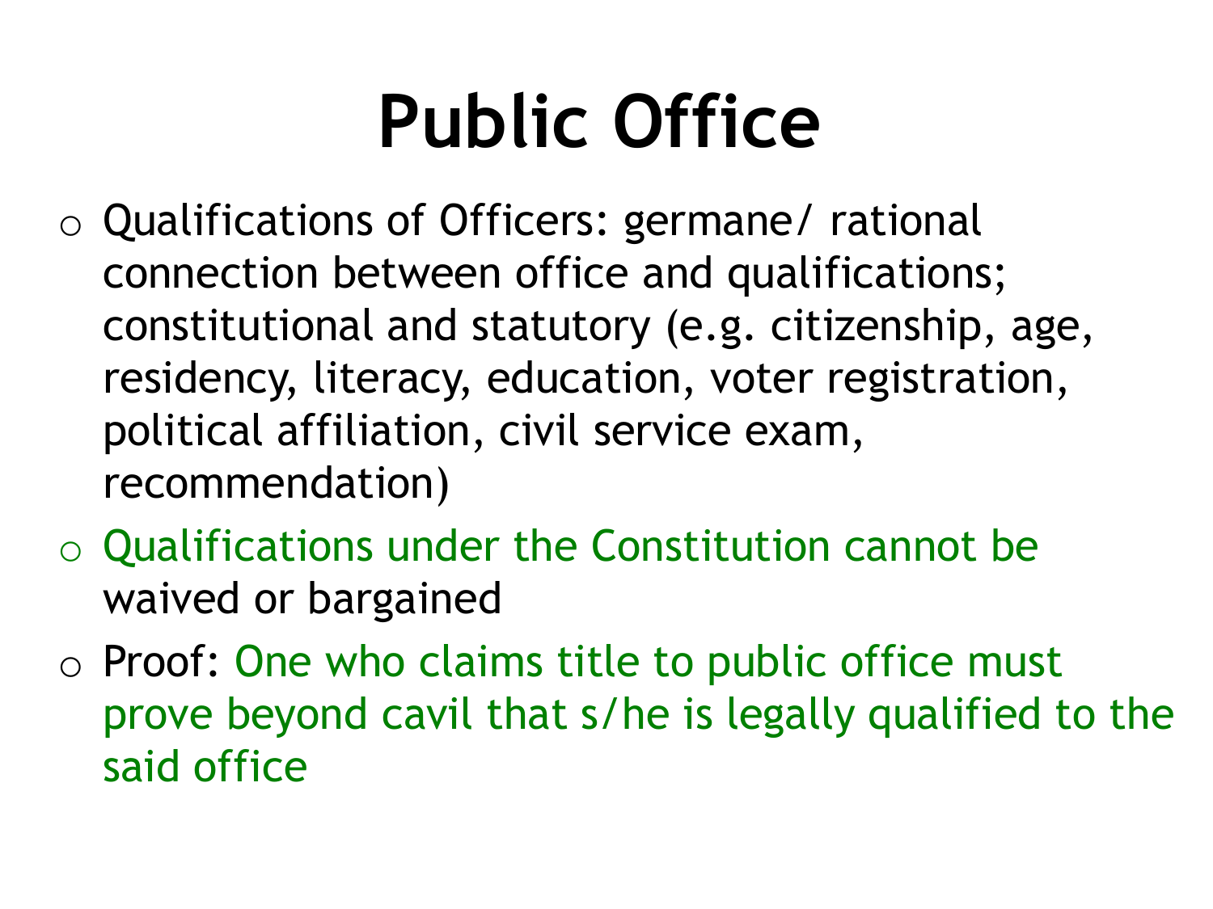# Public Office

- Qualifications of Officers: germane/ rational connection between office and qualifications; constitutional and statutory (e.g. citizenship, age, residency, literacy, education, voter registration, political affiliation, civil service exam, recommendation)
- Qualifications under the Constitution cannot be waived or bargained
- Proof: One who claims title to public office must prove beyond cavil that s/he is legally qualified to the said office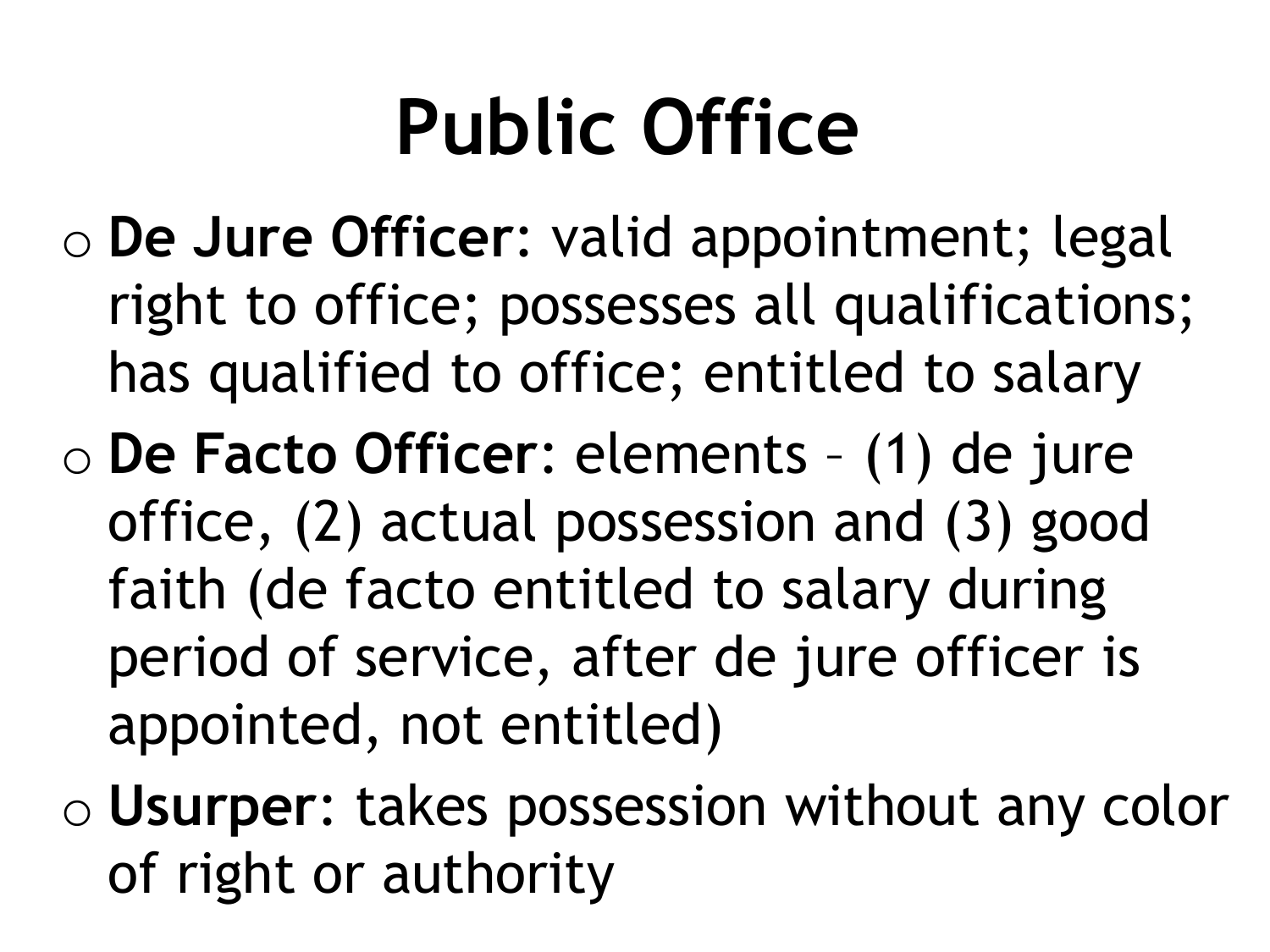# Public Office

- **De Jure Officer**: valid appointment; legal right to office; possesses all qualifications; has qualified to office; entitled to salary
- **De Facto Officer**: elements – (1) de jure office, (2) actual possession and (3) good faith (de facto entitled to salary during period of service, after de jure officer is appointed, not entitled)
- **Usurper**: takes possession without any color of right or authority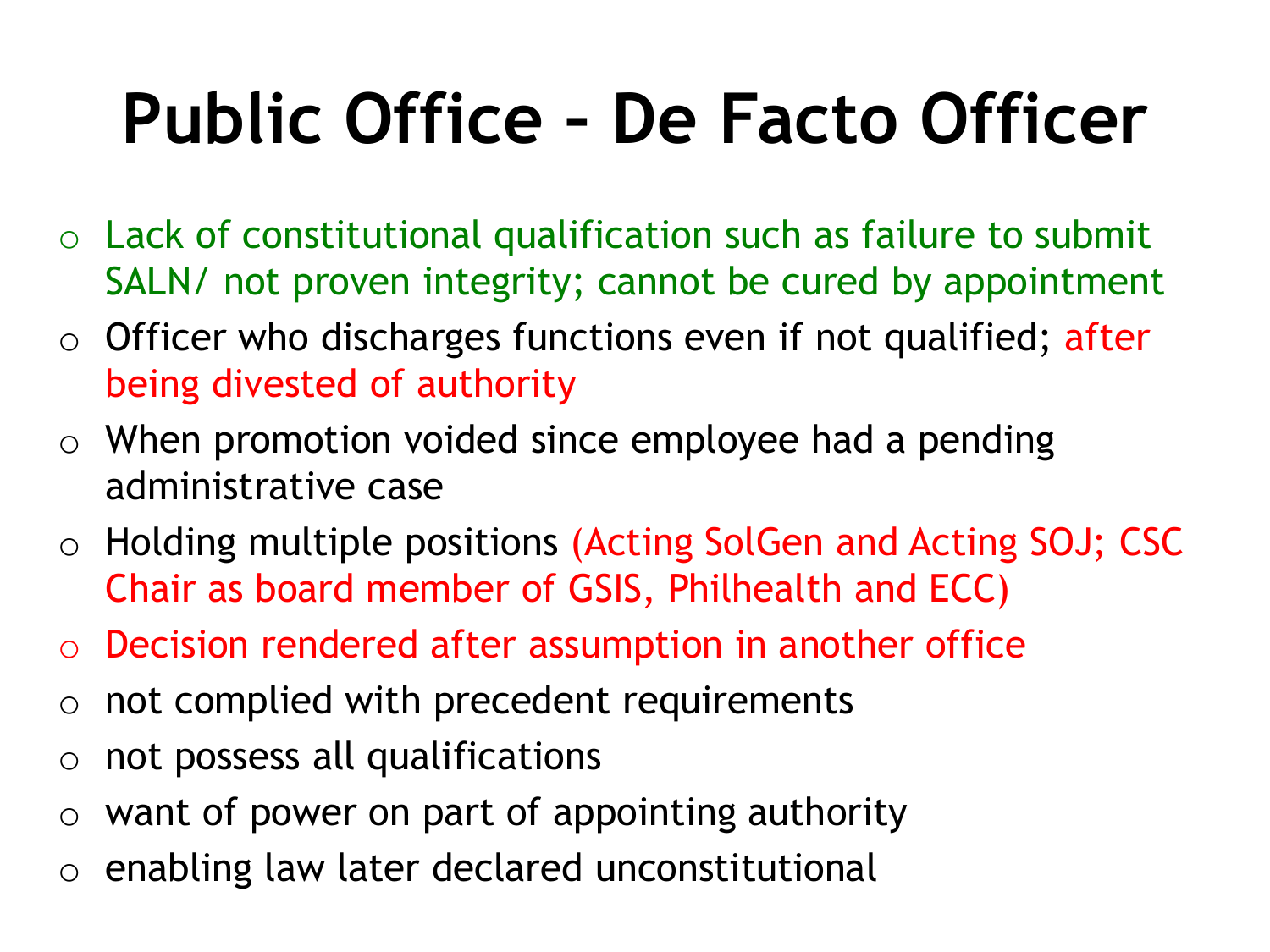# Public Office – De Facto Officer

- Lack of constitutional qualification such as failure to submit SALN/ not proven integrity; cannot be cured by appointment
- Officer who discharges functions even if not qualified; after being divested of authority
- When promotion voided since employee had a pending administrative case
- Holding multiple positions (Acting SolGen and Acting SOJ; CSC Chair as board member of GSIS, Philhealth and ECC)
- Decision rendered after assumption in another office
- not complied with precedent requirements
- not possess all qualifications
- want of power on part of appointing authority
- enabling law later declared unconstitutional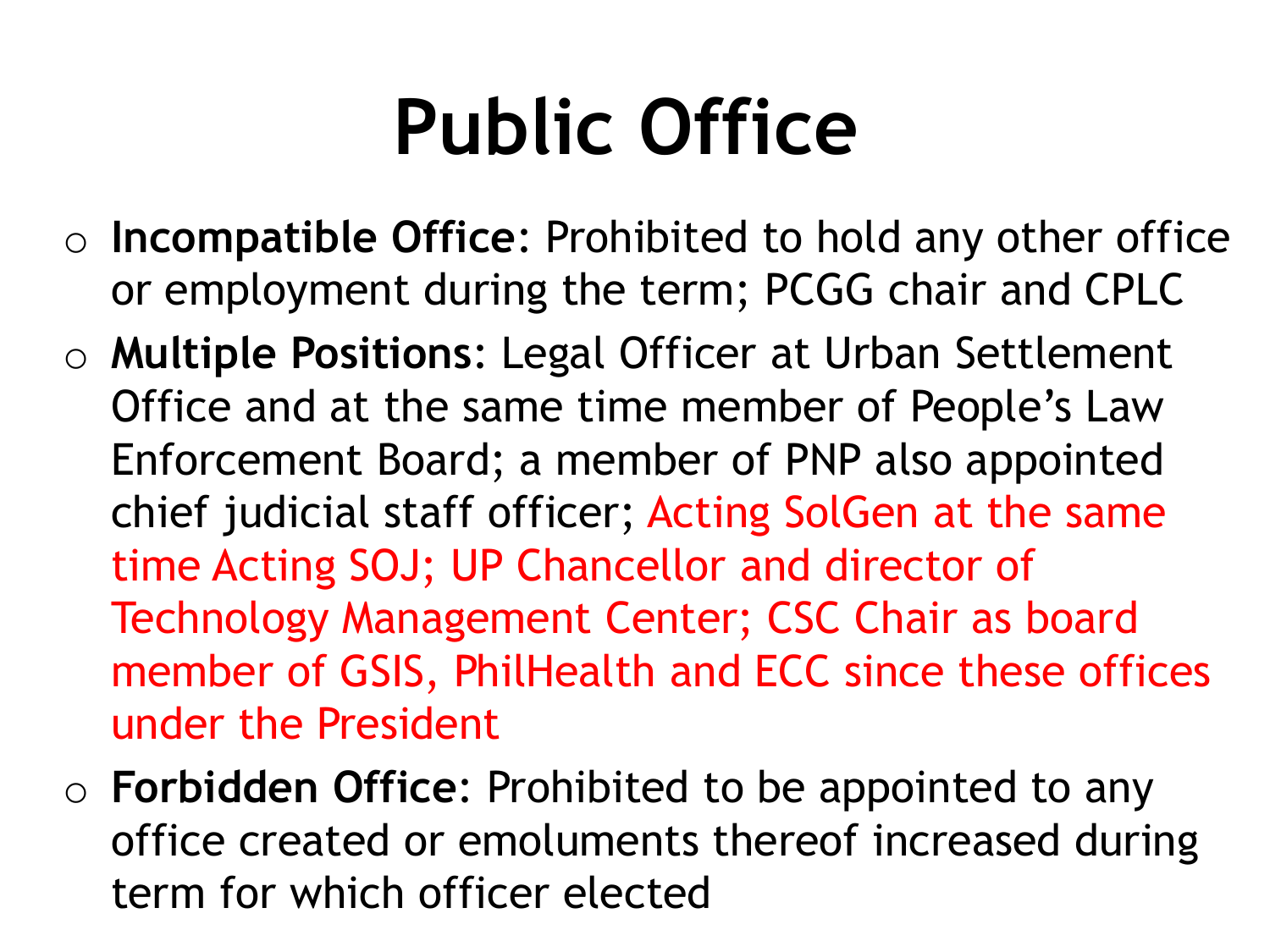# Public Office

- **Incompatible Office**: Prohibited to hold any other office or employment during the term; PCGG chair and CPLC
- **Multiple Positions**: Legal Officer at Urban Settlement Office and at the same time member of People's Law Enforcement Board; a member of PNP also appointed chief judicial staff officer; Acting SolGen at the same time Acting SOJ; UP Chancellor and director of Technology Management Center; CSC Chair as board member of GSIS, PhilHealth and ECC since these offices under the President
- **Forbidden Office**: Prohibited to be appointed to any office created or emoluments thereof increased during term for which officer elected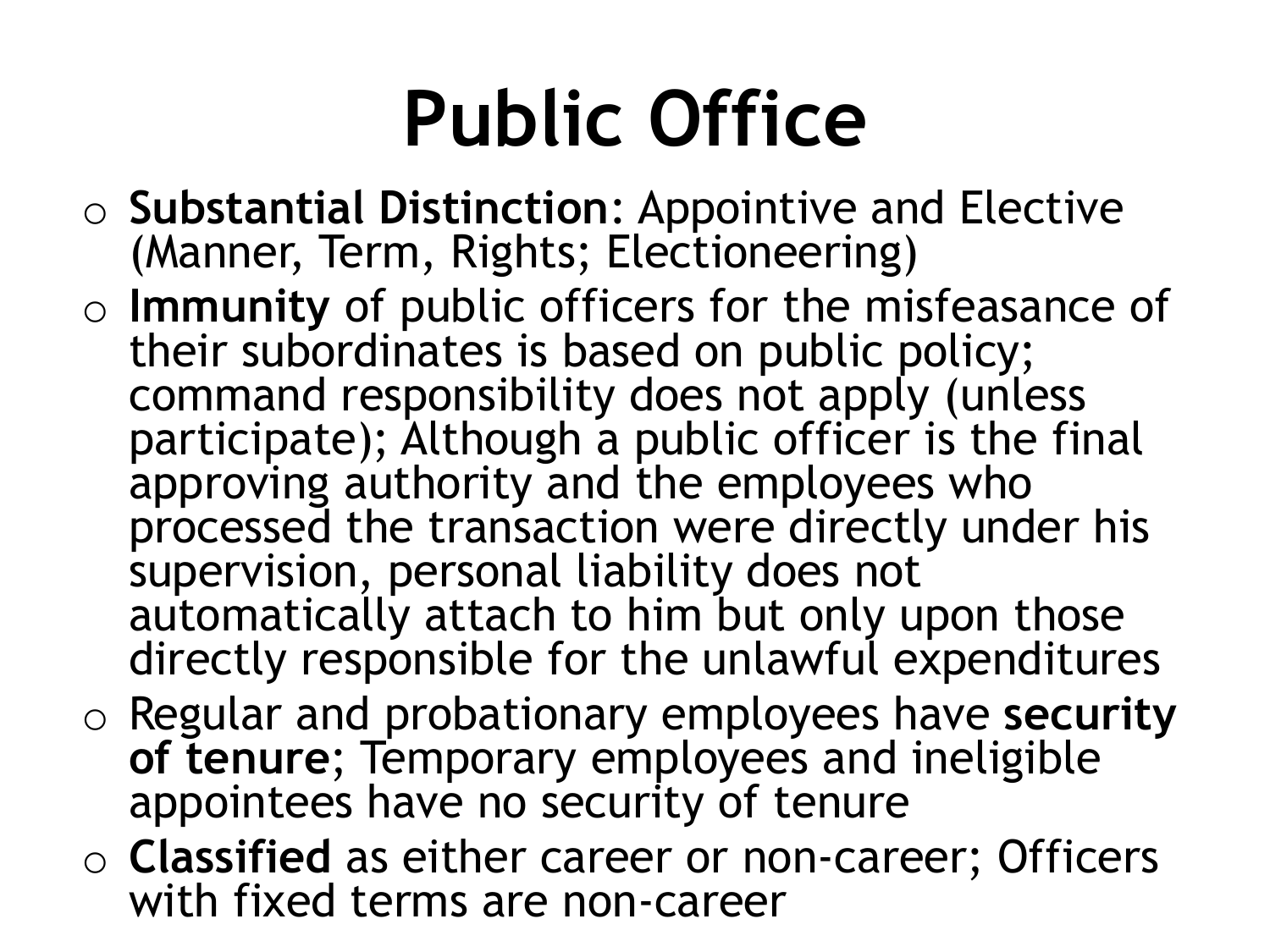# Public Office

- **Substantial Distinction**: Appointive and Elective (Manner, Term, Rights; Electioneering)
- **Immunity** of public officers for the misfeasance of their subordinates is based on public policy; command responsibility does not apply (unless participate); Although a public officer is the final approving authority and the employees who processed the transaction were directly under his supervision, personal liability does not automatically attach to him but only upon those directly responsible for the unlawful expenditures
- Regular and probationary employees have **security of tenure**; Temporary employees and ineligible appointees have no security of tenure
- **Classified** as either career or non-career; Officers with fixed terms are non-career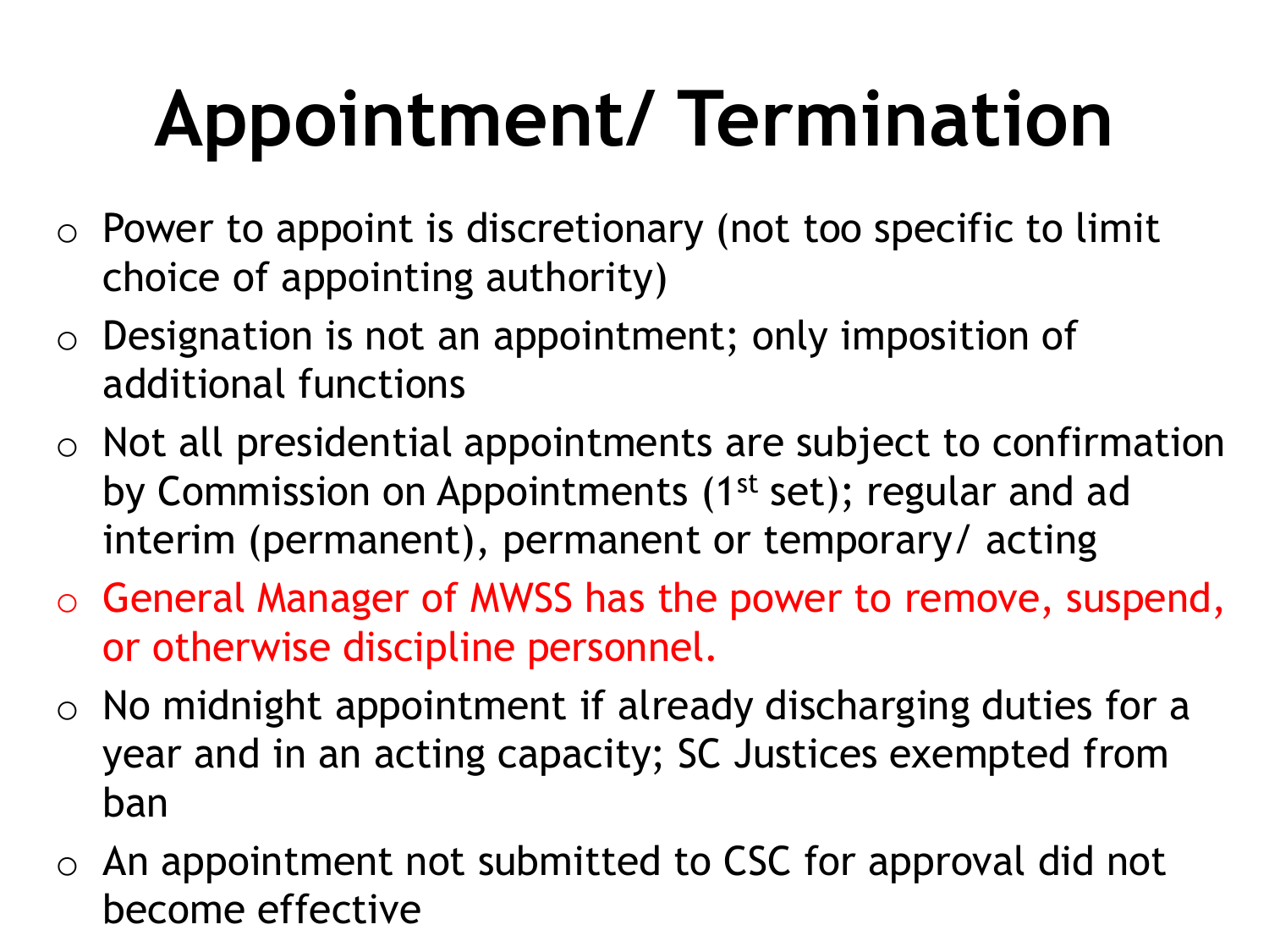# Appointment/ Termination

- Power to appoint is discretionary (not too specific to limit choice of appointing authority)
- Designation is not an appointment; only imposition of additional functions
- Not all presidential appointments are subject to confirmation by Commission on Appointments (1st set); regular and ad interim (permanent), permanent or temporary/ acting
- General Manager of MWSS has the power to remove, suspend, or otherwise discipline personnel.
- No midnight appointment if already discharging duties for a year and in an acting capacity; SC Justices exempted from ban
- An appointment not submitted to CSC for approval did not become effective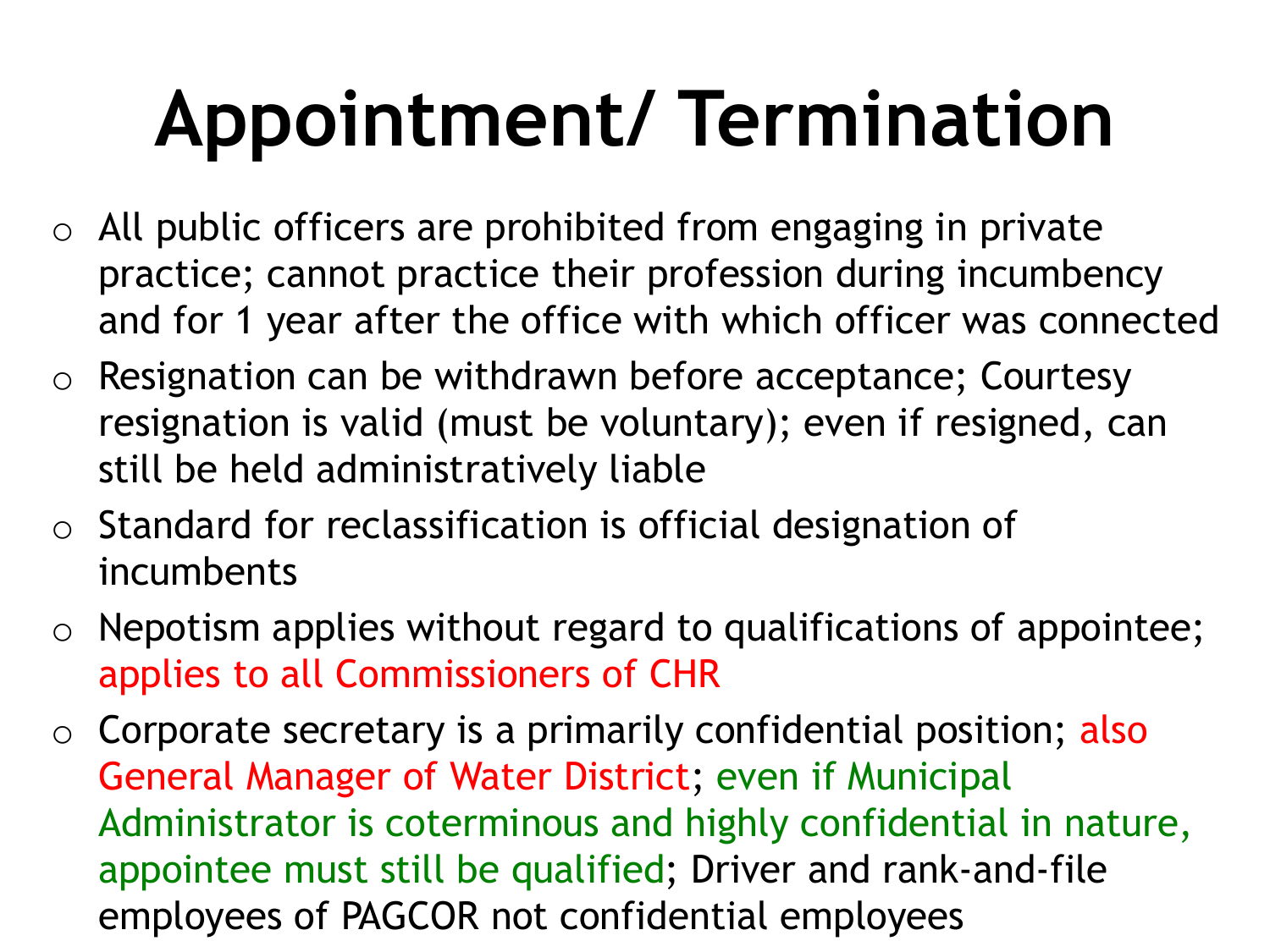# Appointment/ Termination

- All public officers are prohibited from engaging in private practice; cannot practice their profession during incumbency and for 1 year after the office with which officer was connected
- Resignation can be withdrawn before acceptance; Courtesy resignation is valid (must be voluntary); even if resigned, can still be held administratively liable
- Standard for reclassification is official designation of incumbents
- Nepotism applies without regard to qualifications of appointee; applies to all Commissioners of CHR
- Corporate secretary is a primarily confidential position; also General Manager of Water District; even if Municipal Administrator is coterminous and highly confidential in nature, appointee must still be qualified; Driver and rank-and-file employees of PAGCOR not confidential employees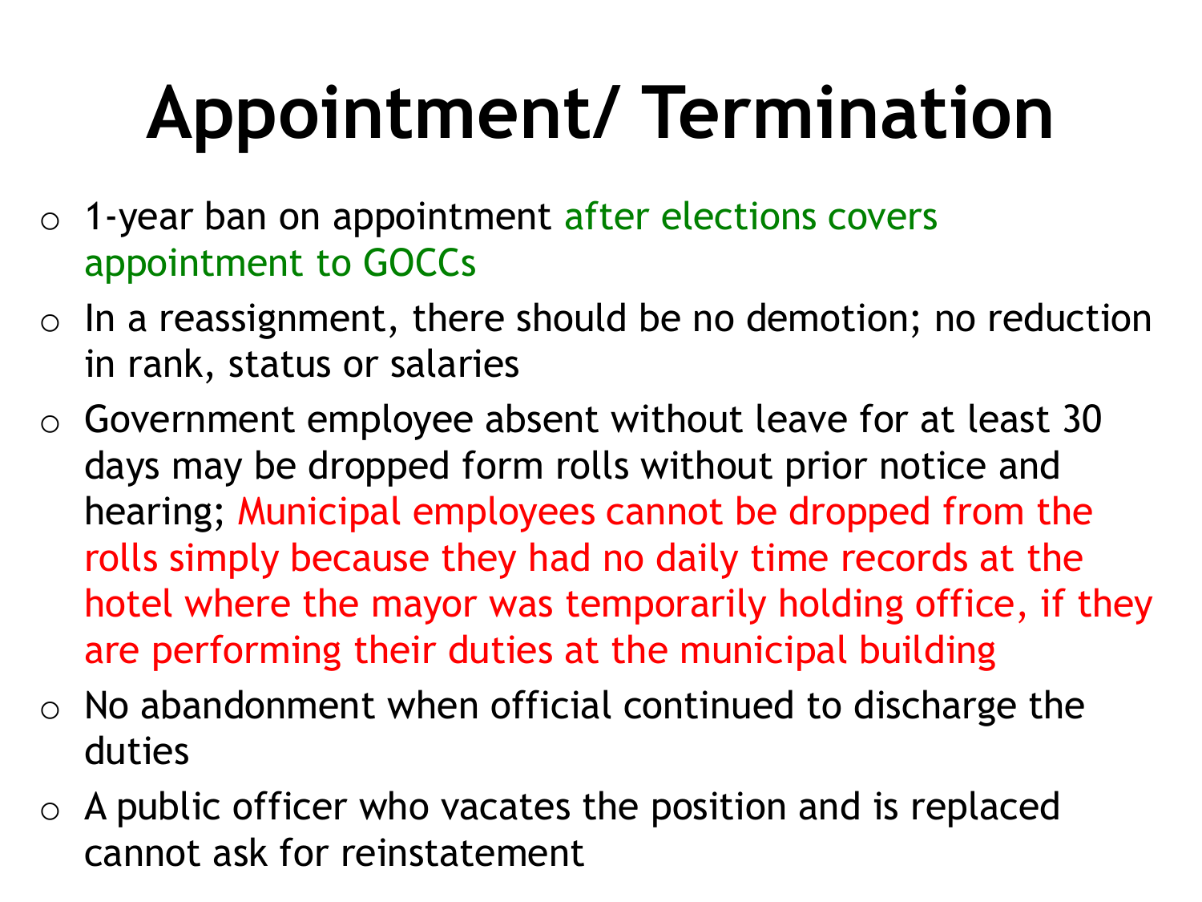# Appointment/ Termination

- 1-year ban on appointment after elections covers appointment to GOCCs
- In a reassignment, there should be no demotion; no reduction in rank, status or salaries
- Government employee absent without leave for at least 30 days may be dropped form rolls without prior notice and hearing; Municipal employees cannot be dropped from the rolls simply because they had no daily time records at the hotel where the mayor was temporarily holding office, if they are performing their duties at the municipal building
- No abandonment when official continued to discharge the duties
- A public officer who vacates the position and is replaced cannot ask for reinstatement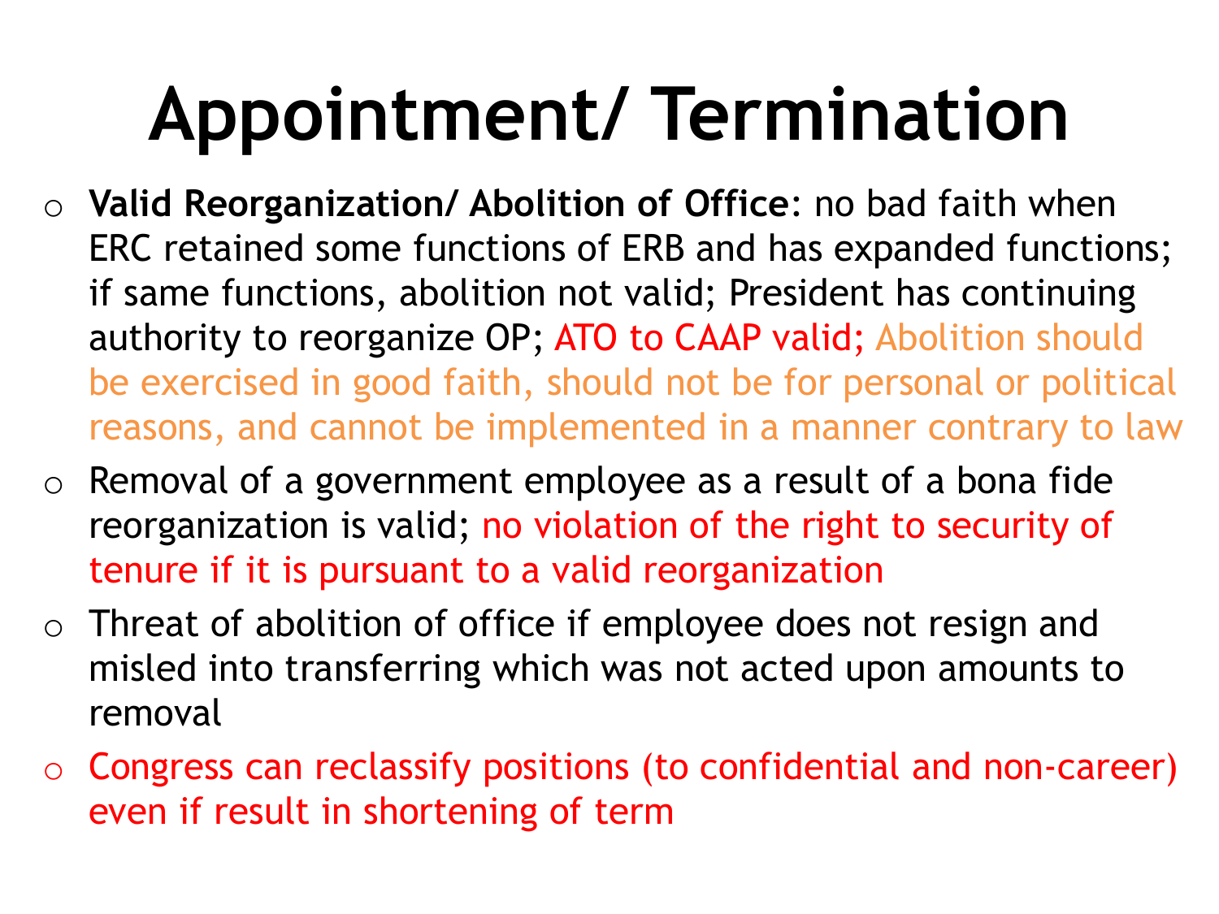# Appointment/ Termination

- **Valid Reorganization/ Abolition of Office**: no bad faith when ERC retained some functions of ERB and has expanded functions; if same functions, abolition not valid; President has continuing authority to reorganize OP; ATO to CAAP valid; Abolition should be exercised in good faith, should not be for personal or political reasons, and cannot be implemented in a manner contrary to law
- Removal of a government employee as a result of a bona fide reorganization is valid; no violation of the right to security of tenure if it is pursuant to a valid reorganization
- Threat of abolition of office if employee does not resign and misled into transferring which was not acted upon amounts to removal
- Congress can reclassify positions (to confidential and non-career) even if result in shortening of term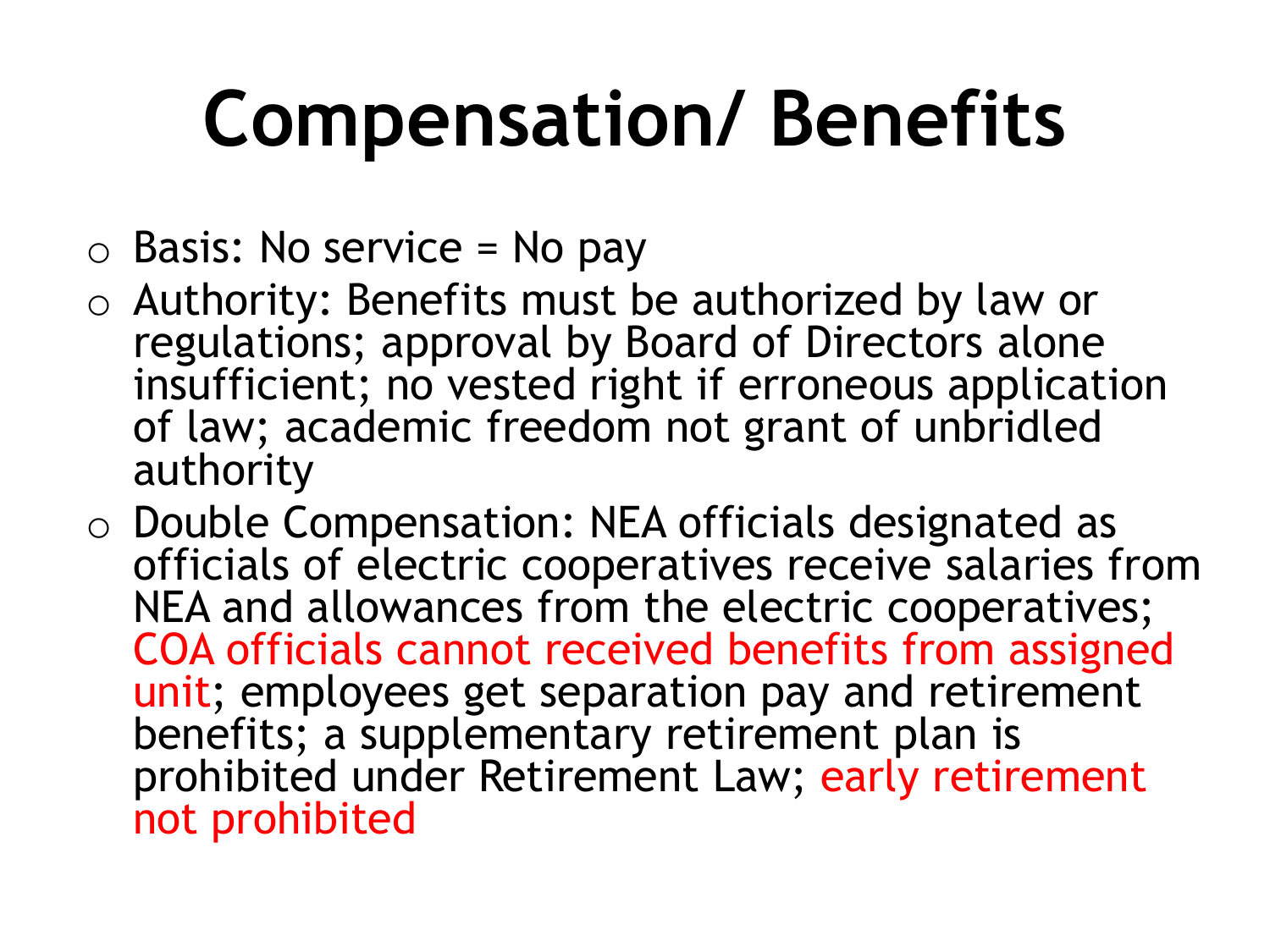# Compensation/ Benefits

- Basis: No service = No pay
- Authority: Benefits must be authorized by law or regulations; approval by Board of Directors alone insufficient; no vested right if erroneous application of law; academic freedom not grant of unbridled authority
- Double Compensation: NEA officials designated as officials of electric cooperatives receive salaries from NEA and allowances from the electric cooperatives; COA officials cannot received benefits from assigned unit; employees get separation pay and retirement benefits; a supplementary retirement plan is prohibited under Retirement Law; early retirement not prohibited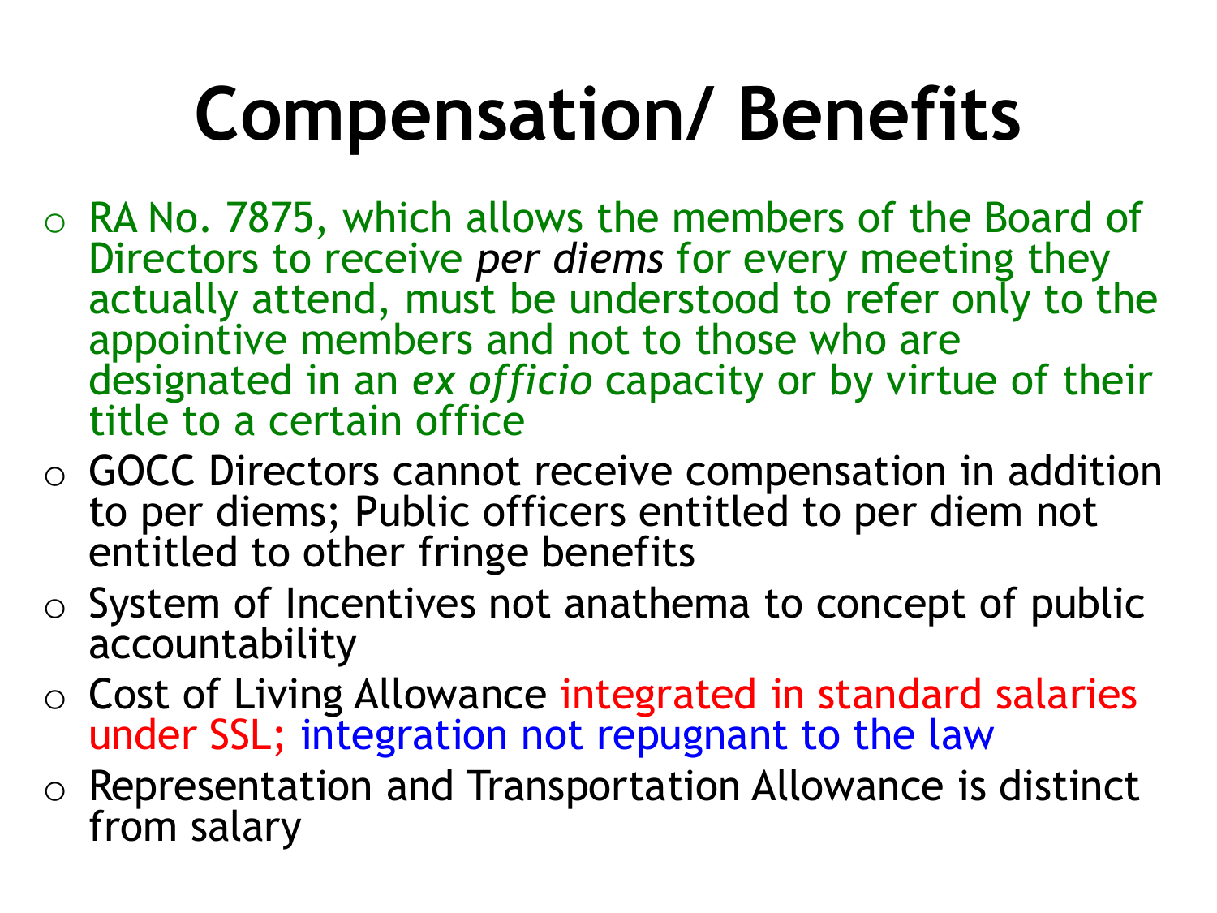# Compensation/ Benefits

- RA No. 7875, which allows the members of the Board of Directors to receive *per diems* for every meeting they actually attend, must be understood to refer only to the appointive members and not to those who are designated in an *ex officio* capacity or by virtue of their title to a certain office
- GOCC Directors cannot receive compensation in addition to per diems; Public officers entitled to per diem not entitled to other fringe benefits
- System of Incentives not anathema to concept of public accountability
- Cost of Living Allowance integrated in standard salaries under SSL; integration not repugnant to the law
- Representation and Transportation Allowance is distinct from salary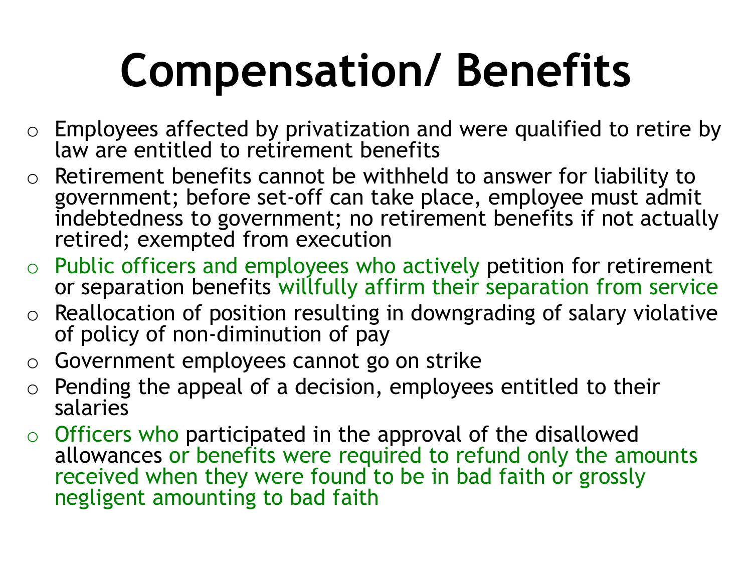# Compensation/ Benefits

- Employees affected by privatization and were qualified to retire by law are entitled to retirement benefits
- Retirement benefits cannot be withheld to answer for liability to government; before set-off can take place, employee must admit indebtedness to government; no retirement benefits if not actually retired; exempted from execution
- Public officers and employees who actively petition for retirement or separation benefits willfully affirm their separation from service
- Reallocation of position resulting in downgrading of salary violative of policy of non-diminution of pay
- Government employees cannot go on strike
- Pending the appeal of a decision, employees entitled to their salaries
- Officers who participated in the approval of the disallowed allowances or benefits were required to refund only the amounts received when they were found to be in bad faith or grossly negligent amounting to bad faith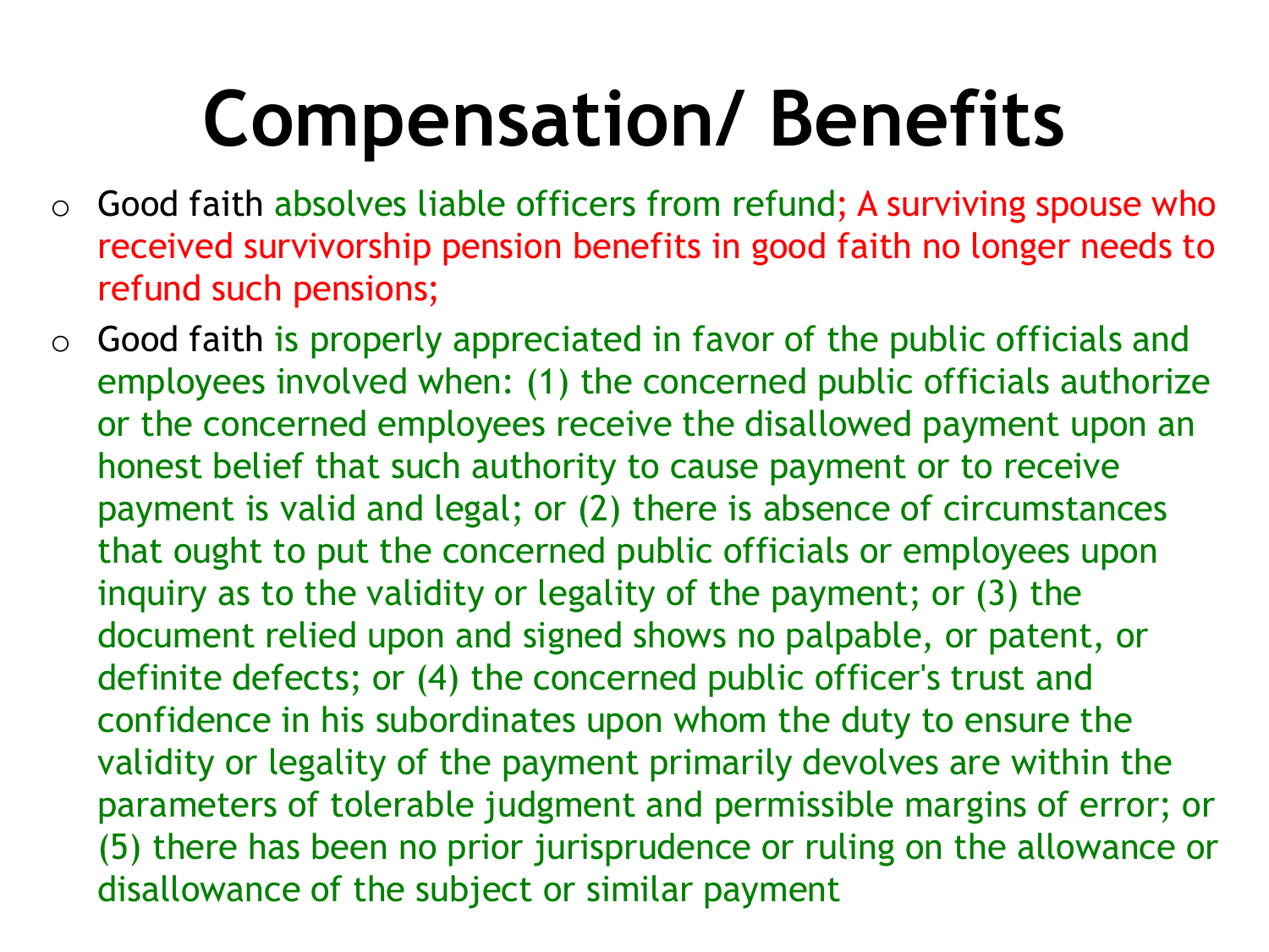# Compensation/ Benefits

- Good faith absolves liable officers from refund; A surviving spouse who received survivorship pension benefits in good faith no longer needs to refund such pensions;
- Good faith is properly appreciated in favor of the public officials and employees involved when: (1) the concerned public officials authorize or the concerned employees receive the disallowed payment upon an honest belief that such authority to cause payment or to receive payment is valid and legal; or (2) there is absence of circumstances that ought to put the concerned public officials or employees upon inquiry as to the validity or legality of the payment; or (3) the document relied upon and signed shows no palpable, or patent, or definite defects; or (4) the concerned public officer's trust and confidence in his subordinates upon whom the duty to ensure the validity or legality of the payment primarily devolves are within the parameters of tolerable judgment and permissible margins of error; or (5) there has been no prior jurisprudence or ruling on the allowance or disallowance of the subject or similar payment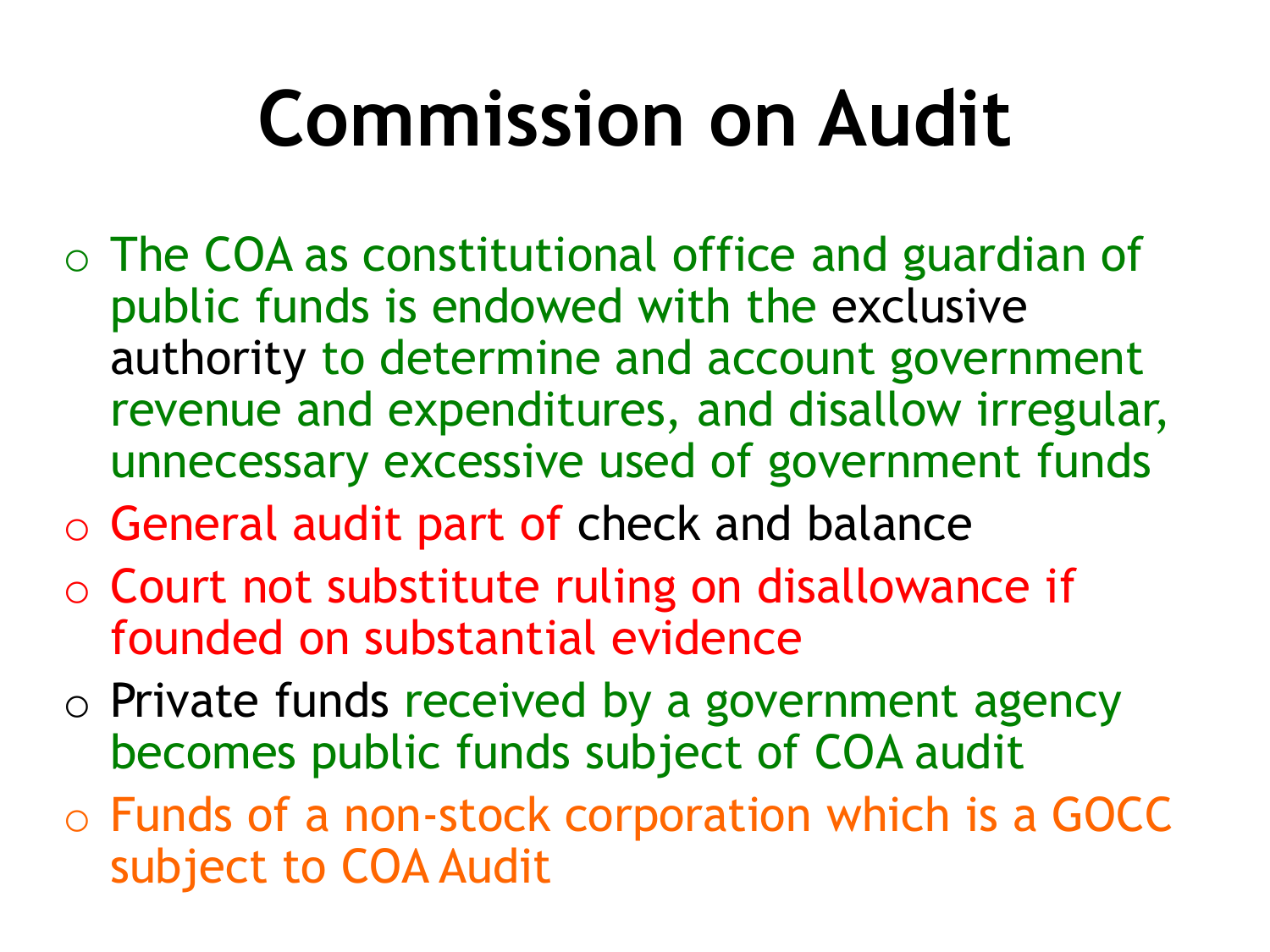# Commission on Audit

- The COA as constitutional office and guardian of public funds is endowed with the exclusive authority to determine and account government revenue and expenditures, and disallow irregular, unnecessary excessive used of government funds
- General audit part of check and balance
- Court not substitute ruling on disallowance if founded on substantial evidence
- Private funds received by a government agency becomes public funds subject of COA audit
- Funds of a non-stock corporation which is a GOCC subject to COA Audit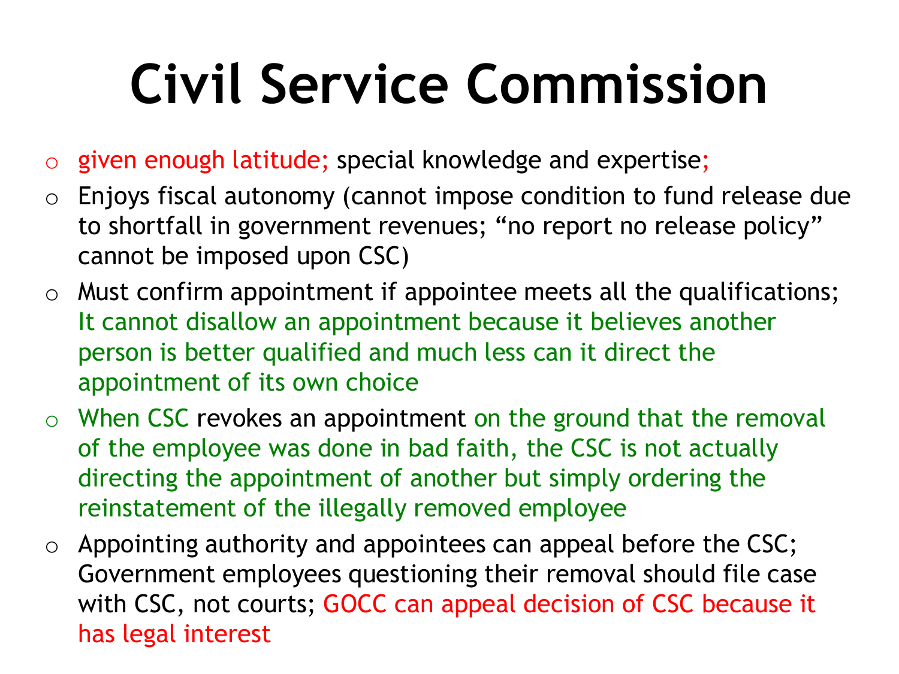# Civil Service Commission

- given enough latitude; special knowledge and expertise;
- Enjoys fiscal autonomy (cannot impose condition to fund release due to shortfall in government revenues; "no report no release policy" cannot be imposed upon CSC)
- Must confirm appointment if appointee meets all the qualifications; It cannot disallow an appointment because it believes another person is better qualified and much less can it direct the appointment of its own choice
- When CSC revokes an appointment on the ground that the removal of the employee was done in bad faith, the CSC is not actually directing the appointment of another but simply ordering the reinstatement of the illegally removed employee
- Appointing authority and appointees can appeal before the CSC; Government employees questioning their removal should file case with CSC, not courts; GOCC can appeal decision of CSC because it has legal interest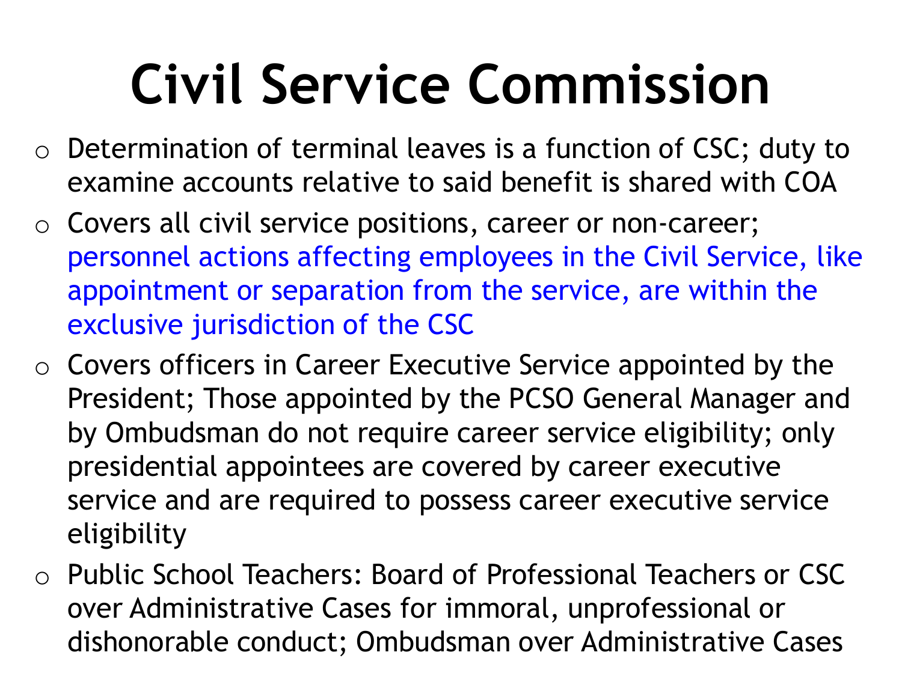# Civil Service Commission

- Determination of terminal leaves is a function of CSC; duty to examine accounts relative to said benefit is shared with COA
- Covers all civil service positions, career or non-career; personnel actions affecting employees in the Civil Service, like appointment or separation from the service, are within the exclusive jurisdiction of the CSC
- Covers officers in Career Executive Service appointed by the President; Those appointed by the PCSO General Manager and by Ombudsman do not require career service eligibility; only presidential appointees are covered by career executive service and are required to possess career executive service eligibility
- Public School Teachers: Board of Professional Teachers or CSC over Administrative Cases for immoral, unprofessional or dishonorable conduct; Ombudsman over Administrative Cases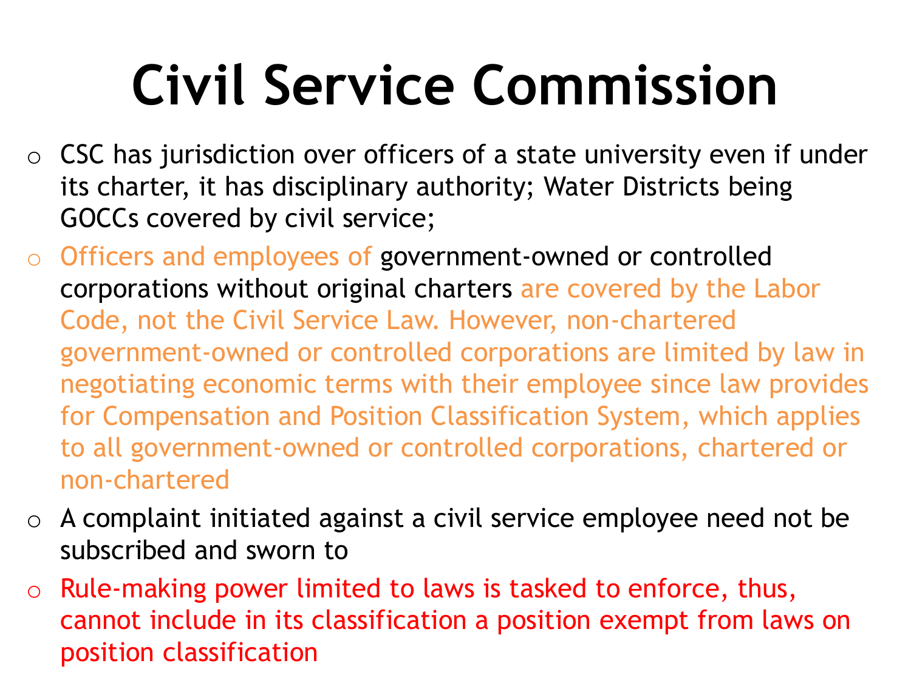# Civil Service Commission

- CSC has jurisdiction over officers of a state university even if under its charter, it has disciplinary authority; Water Districts being GOCCs covered by civil service;
- Officers and employees of government-owned or controlled corporations without original charters are covered by the Labor Code, not the Civil Service Law. However, non-chartered government-owned or controlled corporations are limited by law in negotiating economic terms with their employee since law provides for Compensation and Position Classification System, which applies to all government-owned or controlled corporations, chartered or non-chartered
- A complaint initiated against a civil service employee need not be subscribed and sworn to
- Rule-making power limited to laws is tasked to enforce, thus, cannot include in its classification a position exempt from laws on position classification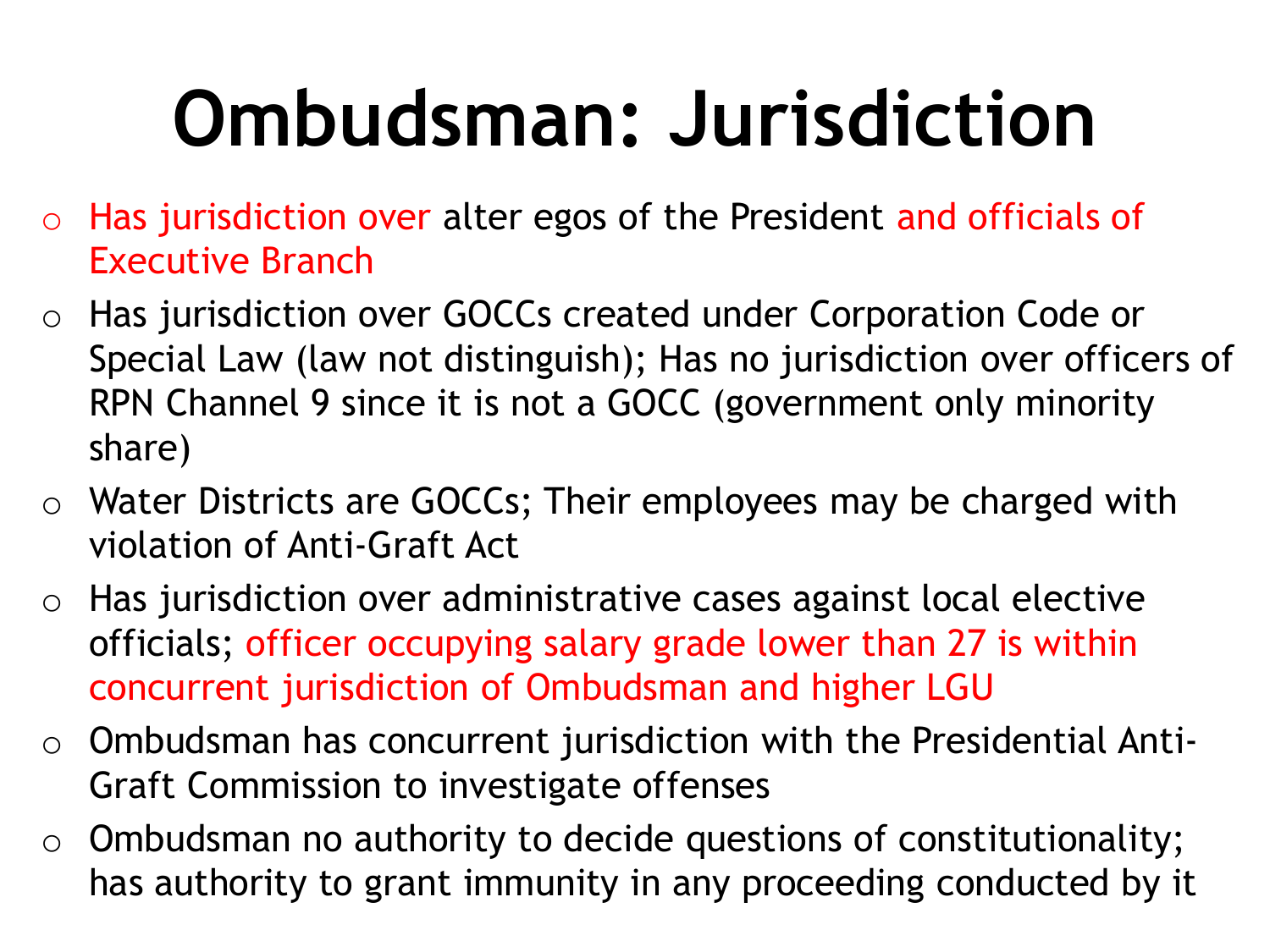# Ombudsman: Jurisdiction

- Has jurisdiction over alter egos of the President and officials of Executive Branch
- Has jurisdiction over GOCCs created under Corporation Code or Special Law (law not distinguish); Has no jurisdiction over officers of RPN Channel 9 since it is not a GOCC (government only minority share)
- Water Districts are GOCCs; Their employees may be charged with violation of Anti-Graft Act
- Has jurisdiction over administrative cases against local elective officials; officer occupying salary grade lower than 27 is within concurrent jurisdiction of Ombudsman and higher LGU
- Ombudsman has concurrent jurisdiction with the Presidential Anti-Graft Commission to investigate offenses
- Ombudsman no authority to decide questions of constitutionality; has authority to grant immunity in any proceeding conducted by it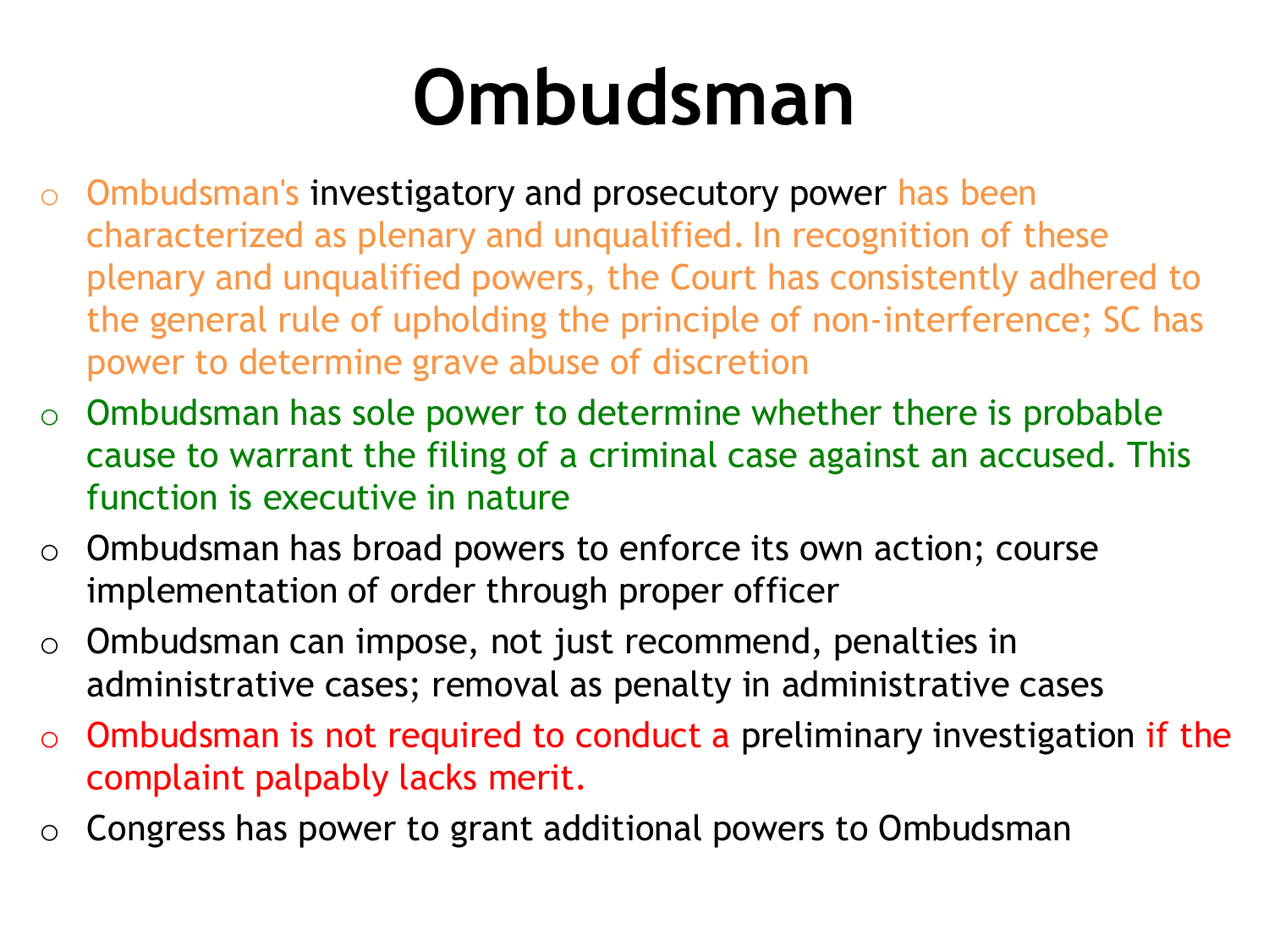# Ombudsman

- Ombudsman's investigatory and prosecutory power has been characterized as plenary and unqualified. In recognition of these plenary and unqualified powers, the Court has consistently adhered to the general rule of upholding the principle of non-interference; SC has power to determine grave abuse of discretion
- Ombudsman has sole power to determine whether there is probable cause to warrant the filing of a criminal case against an accused. This function is executive in nature
- Ombudsman has broad powers to enforce its own action; course implementation of order through proper officer
- Ombudsman can impose, not just recommend, penalties in administrative cases; removal as penalty in administrative cases
- Ombudsman is not required to conduct a preliminary investigation if the complaint palpably lacks merit.
- Congress has power to grant additional powers to Ombudsman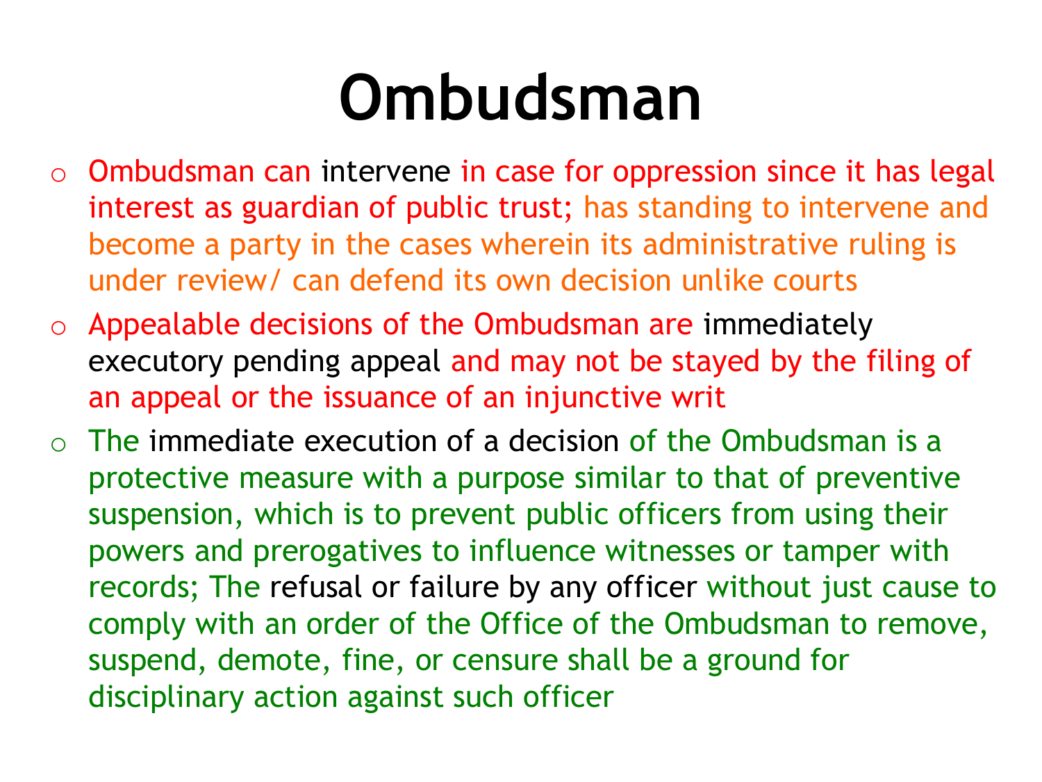# Ombudsman

- Ombudsman can intervene in case for oppression since it has legal interest as guardian of public trust; has standing to intervene and become a party in the cases wherein its administrative ruling is under review/ can defend its own decision unlike courts
- Appealable decisions of the Ombudsman are immediately executory pending appeal and may not be stayed by the filing of an appeal or the issuance of an injunctive writ
- The immediate execution of a decision of the Ombudsman is a protective measure with a purpose similar to that of preventive suspension, which is to prevent public officers from using their powers and prerogatives to influence witnesses or tamper with records; The refusal or failure by any officer without just cause to comply with an order of the Office of the Ombudsman to remove, suspend, demote, fine, or censure shall be a ground for disciplinary action against such officer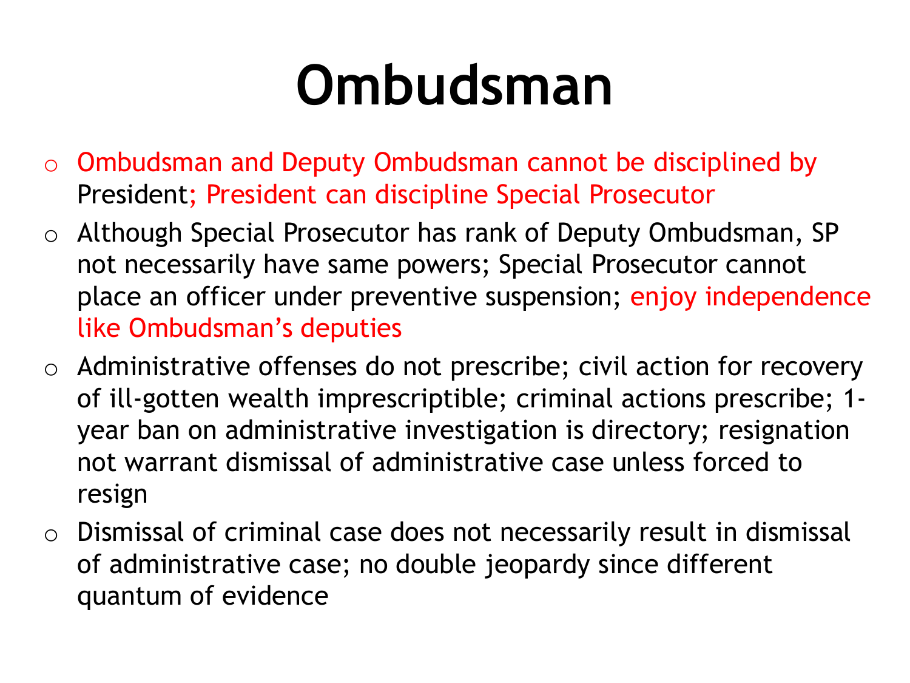# Ombudsman

- Ombudsman and Deputy Ombudsman cannot be disciplined by President; President can discipline Special Prosecutor
- Although Special Prosecutor has rank of Deputy Ombudsman, SP not necessarily have same powers; Special Prosecutor cannot place an officer under preventive suspension; enjoy independence like Ombudsman's deputies
- Administrative offenses do not prescribe; civil action for recovery of ill-gotten wealth imprescriptible; criminal actions prescribe; 1-year ban on administrative investigation is directory; resignation not warrant dismissal of administrative case unless forced to resign
- Dismissal of criminal case does not necessarily result in dismissal of administrative case; no double jeopardy since different quantum of evidence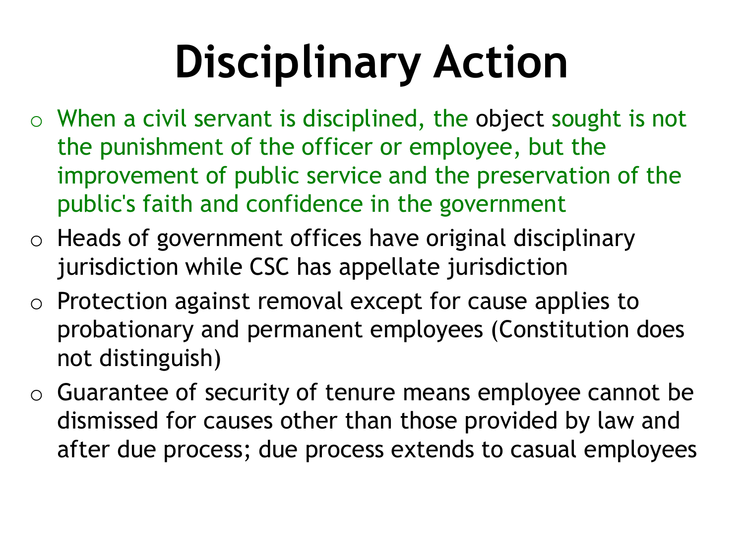# Disciplinary Action

- When a civil servant is disciplined, the object sought is not the punishment of the officer or employee, but the improvement of public service and the preservation of the public's faith and confidence in the government
- Heads of government offices have original disciplinary jurisdiction while CSC has appellate jurisdiction
- Protection against removal except for cause applies to probationary and permanent employees (Constitution does not distinguish)
- Guarantee of security of tenure means employee cannot be dismissed for causes other than those provided by law and after due process; due process extends to casual employees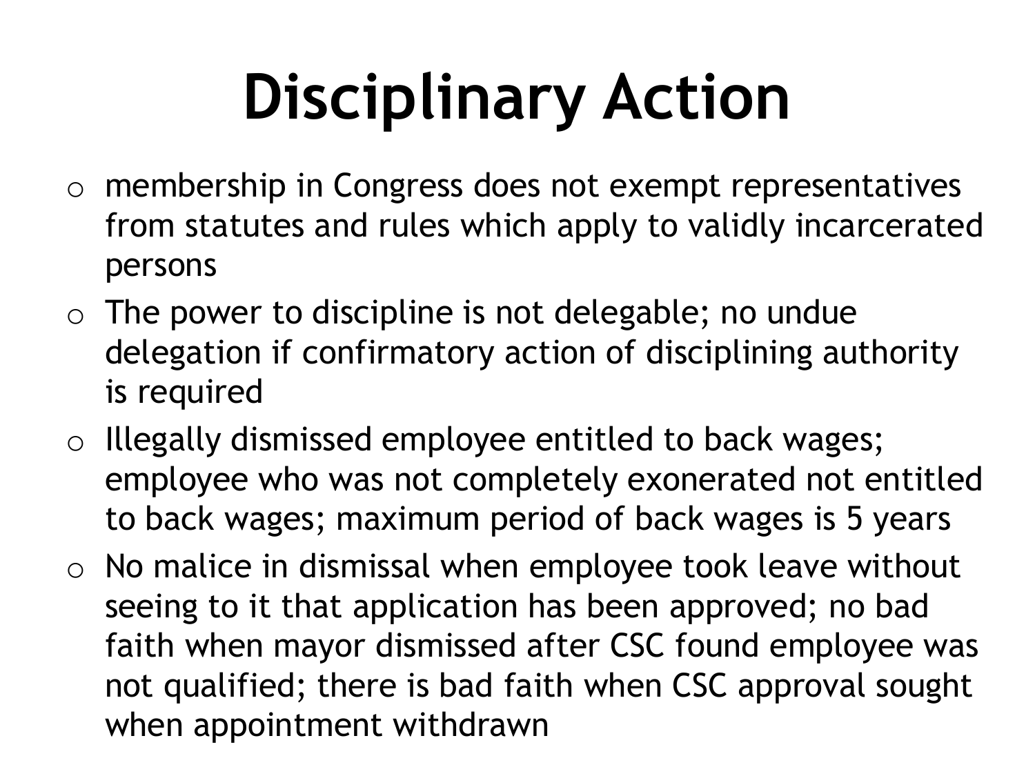# Disciplinary Action

- membership in Congress does not exempt representatives from statutes and rules which apply to validly incarcerated persons
- The power to discipline is not delegable; no undue delegation if confirmatory action of disciplining authority is required
- Illegally dismissed employee entitled to back wages; employee who was not completely exonerated not entitled to back wages; maximum period of back wages is 5 years
- No malice in dismissal when employee took leave without seeing to it that application has been approved; no bad faith when mayor dismissed after CSC found employee was not qualified; there is bad faith when CSC approval sought when appointment withdrawn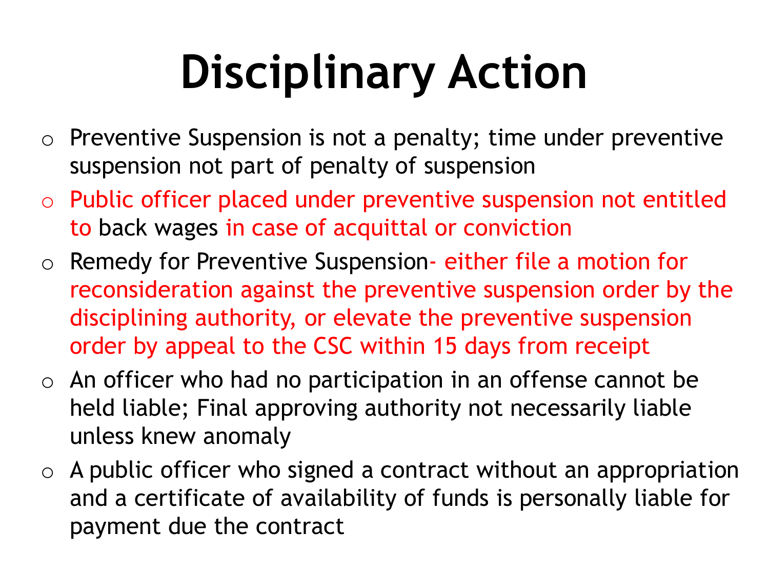# Disciplinary Action

- Preventive Suspension is not a penalty; time under preventive suspension not part of penalty of suspension
- Public officer placed under preventive suspension not entitled to back wages in case of acquittal or conviction
- Remedy for Preventive Suspension- either file a motion for reconsideration against the preventive suspension order by the disciplining authority, or elevate the preventive suspension order by appeal to the CSC within 15 days from receipt
- An officer who had no participation in an offense cannot be held liable; Final approving authority not necessarily liable unless knew anomaly
- A public officer who signed a contract without an appropriation and a certificate of availability of funds is personally liable for payment due the contract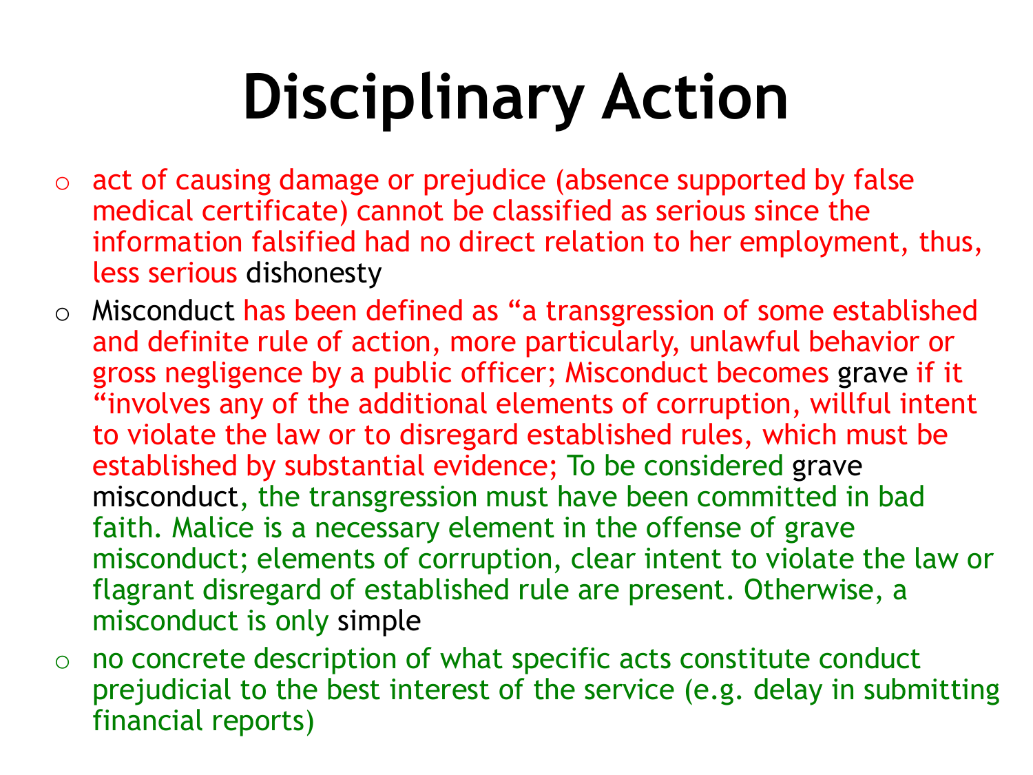# Disciplinary Action

- act of causing damage or prejudice (absence supported by false medical certificate) cannot be classified as serious since the information falsified had no direct relation to her employment, thus, less serious dishonesty
- Misconduct has been defined as "a transgression of some established and definite rule of action, more particularly, unlawful behavior or gross negligence by a public officer; Misconduct becomes grave if it "involves any of the additional elements of corruption, willful intent to violate the law or to disregard established rules, which must be established by substantial evidence; To be considered grave misconduct, the transgression must have been committed in bad faith. Malice is a necessary element in the offense of grave misconduct; elements of corruption, clear intent to violate the law or flagrant disregard of established rule are present. Otherwise, a misconduct is only simple
- no concrete description of what specific acts constitute conduct prejudicial to the best interest of the service (e.g. delay in submitting financial reports)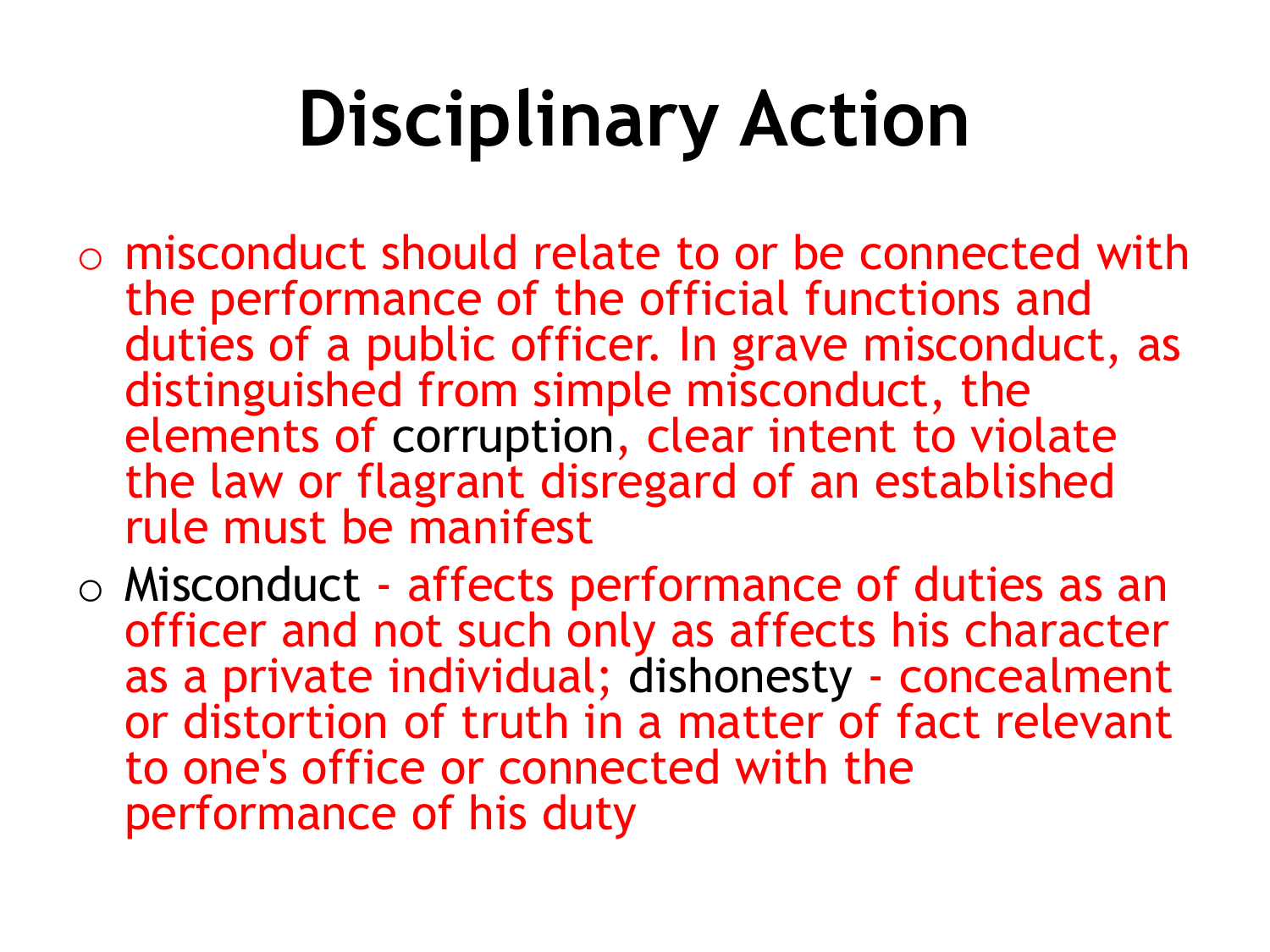# Disciplinary Action

- misconduct should relate to or be connected with the performance of the official functions and duties of a public officer. In grave misconduct, as distinguished from simple misconduct, the elements of corruption, clear intent to violate the law or flagrant disregard of an established rule must be manifest
- Misconduct - affects performance of duties as an officer and not such only as affects his character as a private individual; dishonesty - concealment or distortion of truth in a matter of fact relevant to one's office or connected with the performance of his duty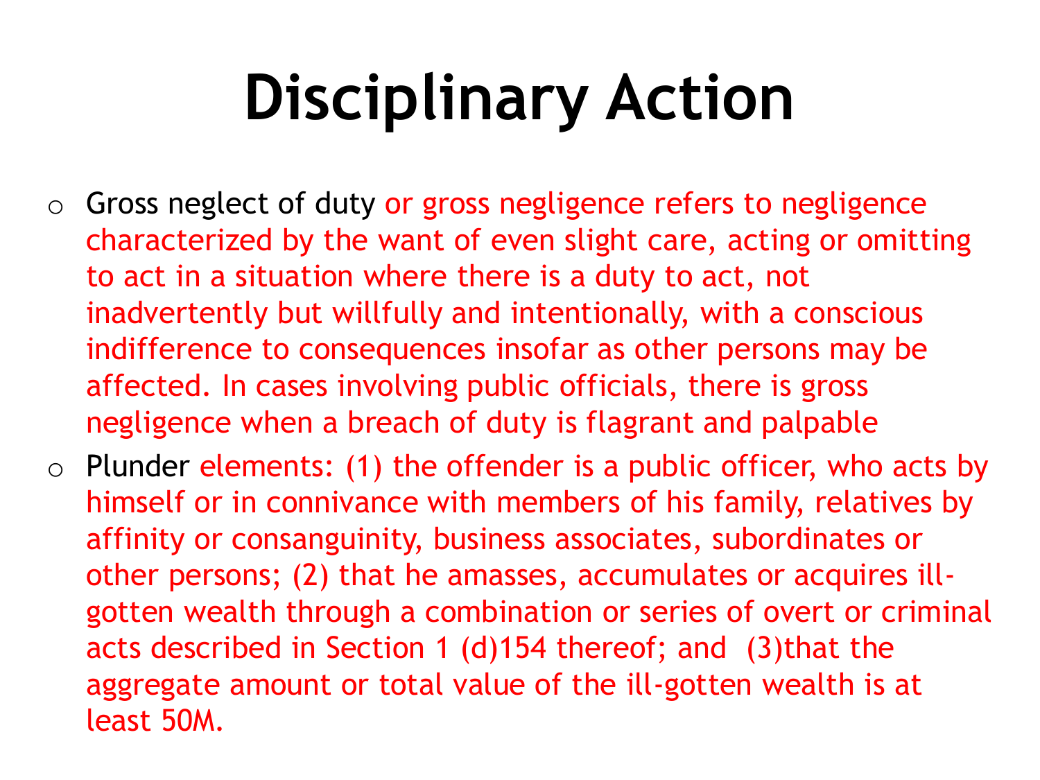# Disciplinary Action

- Gross neglect of duty or gross negligence refers to negligence characterized by the want of even slight care, acting or omitting to act in a situation where there is a duty to act, not inadvertently but willfully and intentionally, with a conscious indifference to consequences insofar as other persons may be affected. In cases involving public officials, there is gross negligence when a breach of duty is flagrant and palpable
- Plunder elements: (1) the offender is a public officer, who acts by himself or in connivance with members of his family, relatives by affinity or consanguinity, business associates, subordinates or other persons; (2) that he amasses, accumulates or acquires ill-gotten wealth through a combination or series of overt or criminal acts described in Section 1 (d)154 thereof; and (3)that the aggregate amount or total value of the ill-gotten wealth is at least 50M.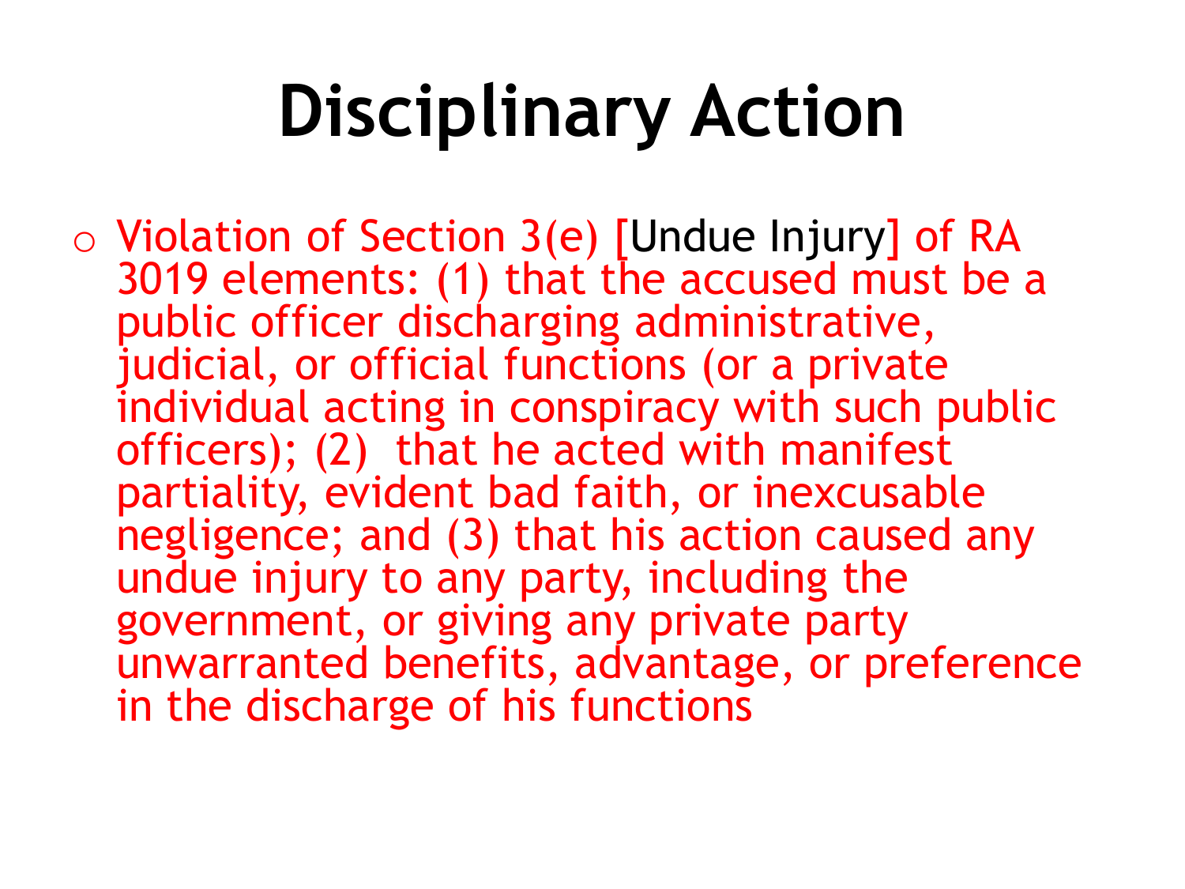# Disciplinary Action

- Violation of Section 3(e) [Undue Injury] of RA 3019 elements: (1) that the accused must be a public officer discharging administrative, judicial, or official functions (or a private individual acting in conspiracy with such public officers); (2) that he acted with manifest partiality, evident bad faith, or inexcusable negligence; and (3) that his action caused any undue injury to any party, including the government, or giving any private party unwarranted benefits, advantage, or preference in the discharge of his functions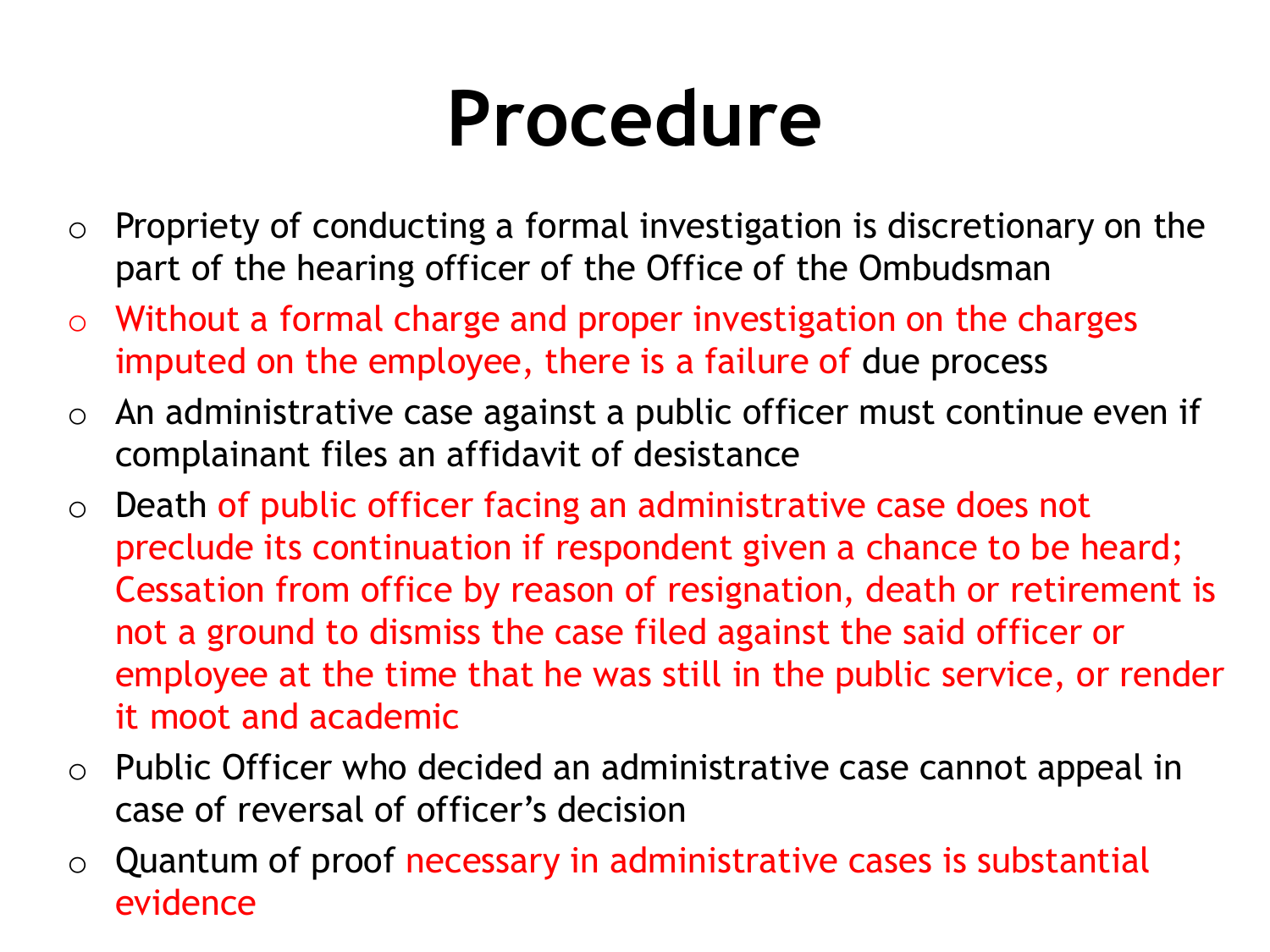# Procedure

- Propriety of conducting a formal investigation is discretionary on the part of the hearing officer of the Office of the Ombudsman
- Without a formal charge and proper investigation on the charges imputed on the employee, there is a failure of due process
- An administrative case against a public officer must continue even if complainant files an affidavit of desistance
- Death of public officer facing an administrative case does not preclude its continuation if respondent given a chance to be heard; Cessation from office by reason of resignation, death or retirement is not a ground to dismiss the case filed against the said officer or employee at the time that he was still in the public service, or render it moot and academic
- Public Officer who decided an administrative case cannot appeal in case of reversal of officer's decision
- Quantum of proof necessary in administrative cases is substantial evidence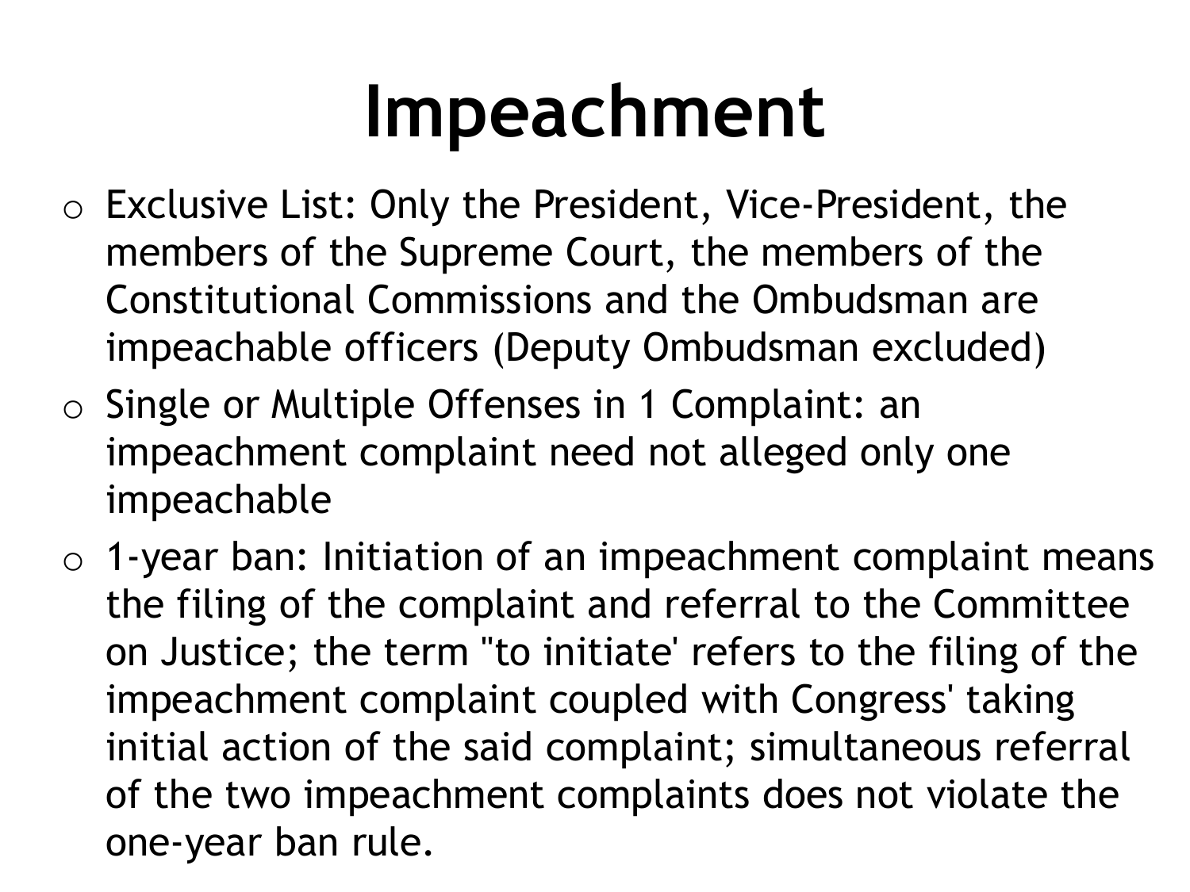# Impeachment

- Exclusive List: Only the President, Vice-President, the members of the Supreme Court, the members of the Constitutional Commissions and the Ombudsman are impeachable officers (Deputy Ombudsman excluded)
- Single or Multiple Offenses in 1 Complaint: an impeachment complaint need not alleged only one impeachable
- 1-year ban: Initiation of an impeachment complaint means the filing of the complaint and referral to the Committee on Justice; the term "to initiate' refers to the filing of the impeachment complaint coupled with Congress' taking initial action of the said complaint; simultaneous referral of the two impeachment complaints does not violate the one-year ban rule.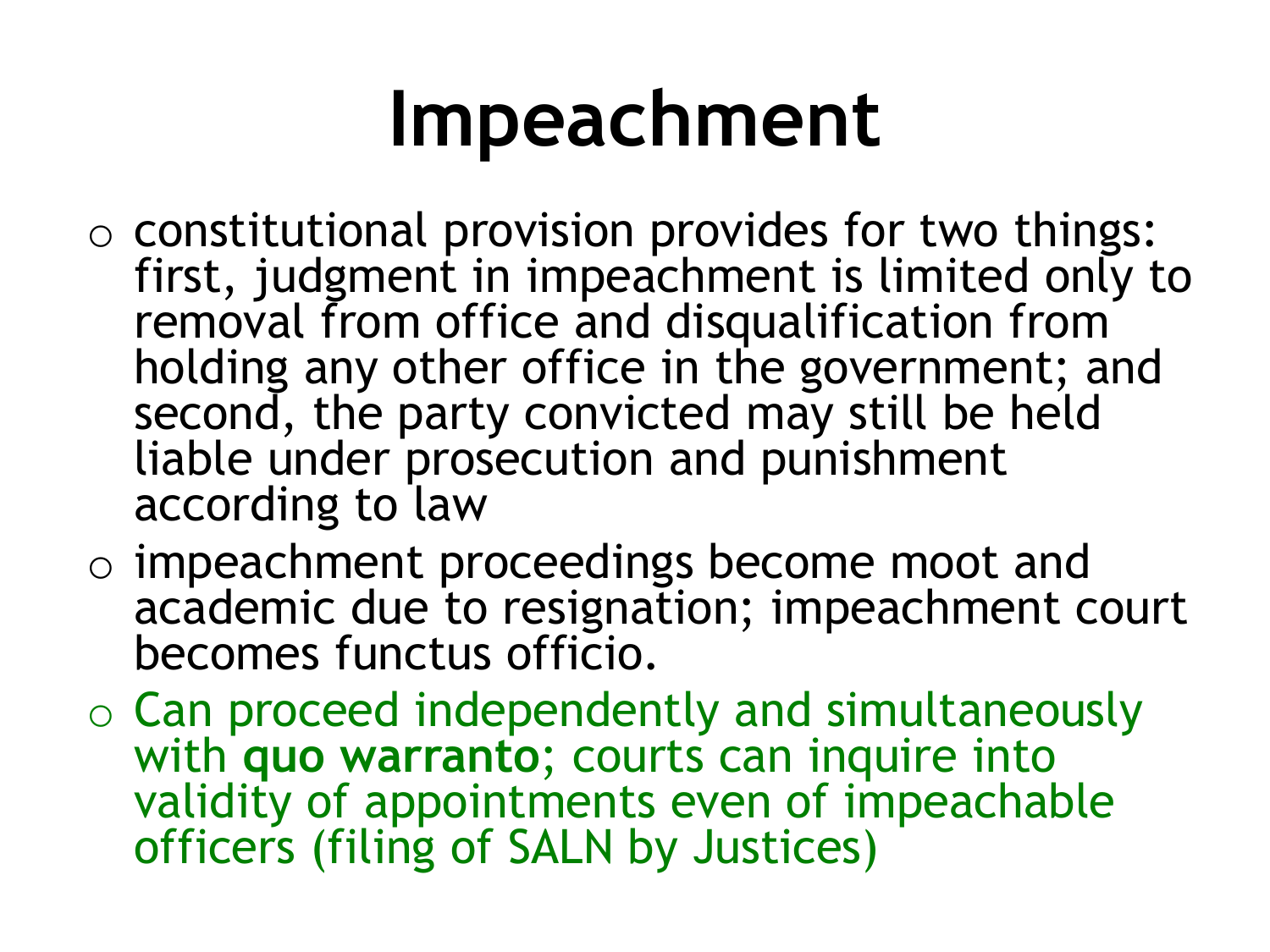# Impeachment

- constitutional provision provides for two things: first, judgment in impeachment is limited only to removal from office and disqualification from holding any other office in the government; and second, the party convicted may still be held liable under prosecution and punishment according to law
- impeachment proceedings become moot and academic due to resignation; impeachment court becomes functus officio.
- Can proceed independently and simultaneously with **quo warranto**; courts can inquire into validity of appointments even of impeachable officers (filing of SALN by Justices)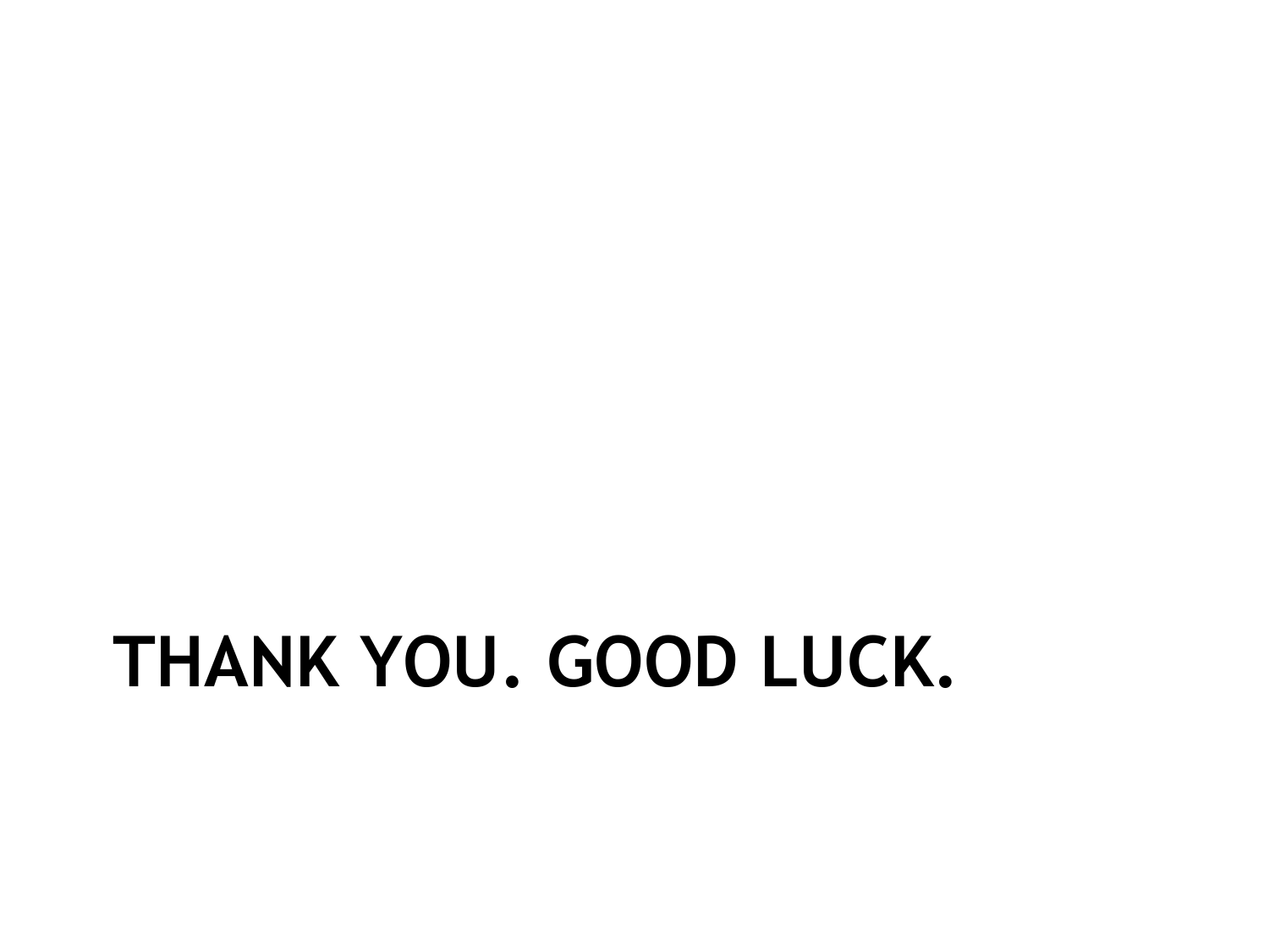# THANK YOU. GOOD LUCK.